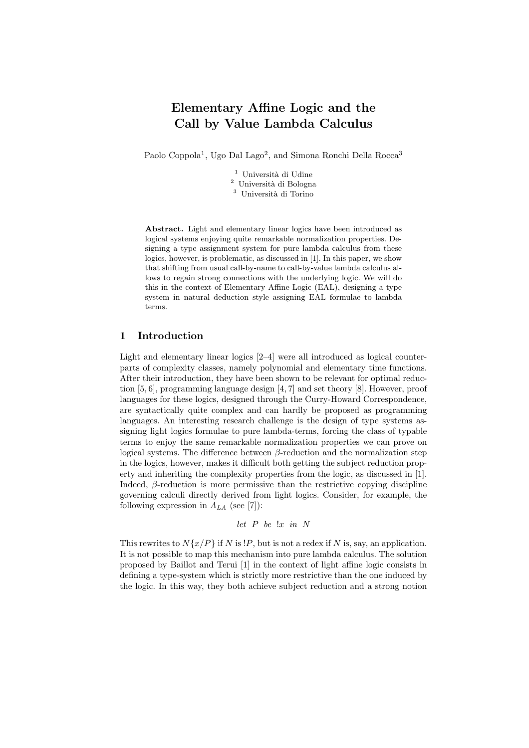# Elementary Affine Logic and the Call by Value Lambda Calculus

Paolo Coppola[1], Ugo Dal Lago[2], and Simona Ronchi Della Rocca[3]

[1] Università di Udine
[2] Università di Bologna
[3] Università di Torino

**Abstract.** Light and elementary linear logics have been introduced as logical systems enjoying quite remarkable normalization properties. Designing a type assignment system for pure lambda calculus from these logics, however, is problematic, as discussed in [1]. In this paper, we show that shifting from usual call-by-name to call-by-value lambda calculus allows to regain strong connections with the underlying logic. We will do this in the context of Elementary Affine Logic (EAL), designing a type system in natural deduction style assigning EAL formulae to lambda terms.

## 1 Introduction

Light and elementary linear logics [2–4] were all introduced as logical counterparts of complexity classes, namely polynomial and elementary time functions. After their introduction, they have been shown to be relevant for optimal reduction [5, 6], programming language design [4, 7] and set theory [8]. However, proof languages for these logics, designed through the Curry-Howard Correspondence, are syntactically quite complex and can hardly be proposed as programming languages. An interesting research challenge is the design of type systems assigning light logics formulae to pure lambda-terms, forcing the class of typable terms to enjoy the same remarkable normalization properties we can prove on logical systems. The difference between $\beta$-reduction and the normalization step in the logics, however, makes it difficult both getting the subject reduction property and inheriting the complexity properties from the logic, as discussed in [1]. Indeed, $\beta$-reduction is more permissive than the restrictive copying discipline governing calculi directly derived from light logics. Consider, for example, the following expression in $\Lambda_{LA}$ (see [7]):

$$let \;\; P \;\; be \;\; !x \;\; in \;\; N$$

This rewrites to $N\{x/P\}$ if $N$ is $!P$, but is not a redex if $N$ is, say, an application. It is not possible to map this mechanism into pure lambda calculus. The solution proposed by Baillot and Terui [1] in the context of light affine logic consists in defining a type-system which is strictly more restrictive than the one induced by the logic. In this way, they both achieve subject reduction and a strong notion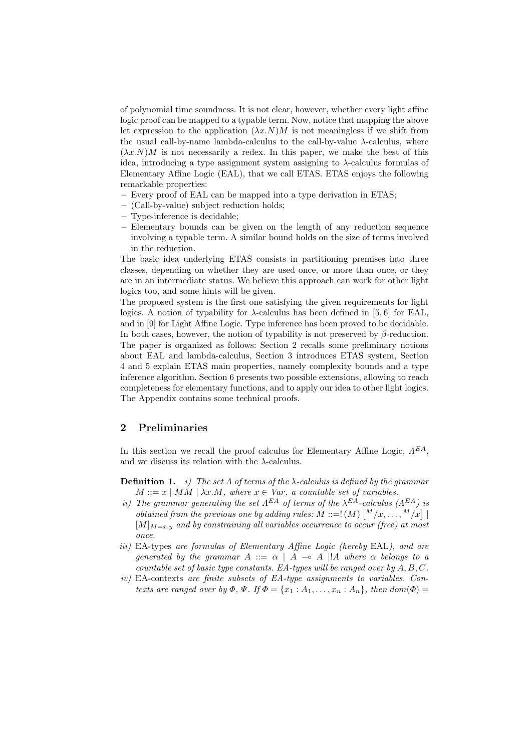of polynomial time soundness. It is not clear, however, whether every light affine logic proof can be mapped to a typable term. Now, notice that mapping the above let expression to the application $(\lambda x.N)M$ is not meaningless if we shift from the usual call-by-name lambda-calculus to the call-by-value $\lambda$-calculus, where $(\lambda x.N)M$ is not necessarily a redex. In this paper, we make the best of this idea, introducing a type assignment system assigning to $\lambda$-calculus formulas of Elementary Affine Logic (EAL), that we call ETAS. ETAS enjoys the following remarkable properties:

- Every proof of EAL can be mapped into a type derivation in ETAS;
- (Call-by-value) subject reduction holds;
- Type-inference is decidable;
- Elementary bounds can be given on the length of any reduction sequence involving a typable term. A similar bound holds on the size of terms involved in the reduction.

The basic idea underlying ETAS consists in partitioning premises into three classes, depending on whether they are used once, or more than once, or they are in an intermediate status. We believe this approach can work for other light logics too, and some hints will be given.

The proposed system is the first one satisfying the given requirements for light logics. A notion of typability for $\lambda$-calculus has been defined in [5, 6] for EAL, and in [9] for Light Affine Logic. Type inference has been proved to be decidable. In both cases, however, the notion of typability is not preserved by $\beta$-reduction.

The paper is organized as follows: Section 2 recalls some preliminary notions about EAL and lambda-calculus, Section 3 introduces ETAS system, Section 4 and 5 explain ETAS main properties, namely complexity bounds and a type inference algorithm. Section 6 presents two possible extensions, allowing to reach completeness for elementary functions, and to apply our idea to other light logics. The Appendix contains some technical proofs.

## 2 Preliminaries

In this section we recall the proof calculus for Elementary Affine Logic, $\Lambda^{EA}$, and we discuss its relation with the $\lambda$-calculus.

**Definition 1.** *i) The set $\Lambda$ of terms of the $\lambda$-calculus is defined by the grammar $M ::= x \mid MM \mid \lambda x.M$, where $x \in Var$, a countable set of variables.*

*ii) The grammar generating the set $\Lambda^{EA}$ of terms of the $\lambda^{EA}$-calculus ($\Lambda^{EA}$) is obtained from the previous one by adding rules: $M ::= !(M)\left[{}^{M}/x, \ldots, {}^{M}/x\right] \mid [M]_{M=x,y}$ and by constraining all variables occurrence to occur (free) at most once.*

*iii)* EA-types *are formulas of Elementary Affine Logic (hereby* EAL*), and are generated by the grammar $A ::= \alpha \mid A \multimap A \mid !A$ where $\alpha$ belongs to a countable set of basic type constants. EA-types will be ranged over by $A, B, C$.*

*iv)* EA-contexts *are finite subsets of EA-type assignments to variables. Contexts are ranged over by $\Phi$, $\Psi$. If $\Phi = \{x_1 : A_1, \ldots, x_n : A_n\}$, then $dom(\Phi) =$*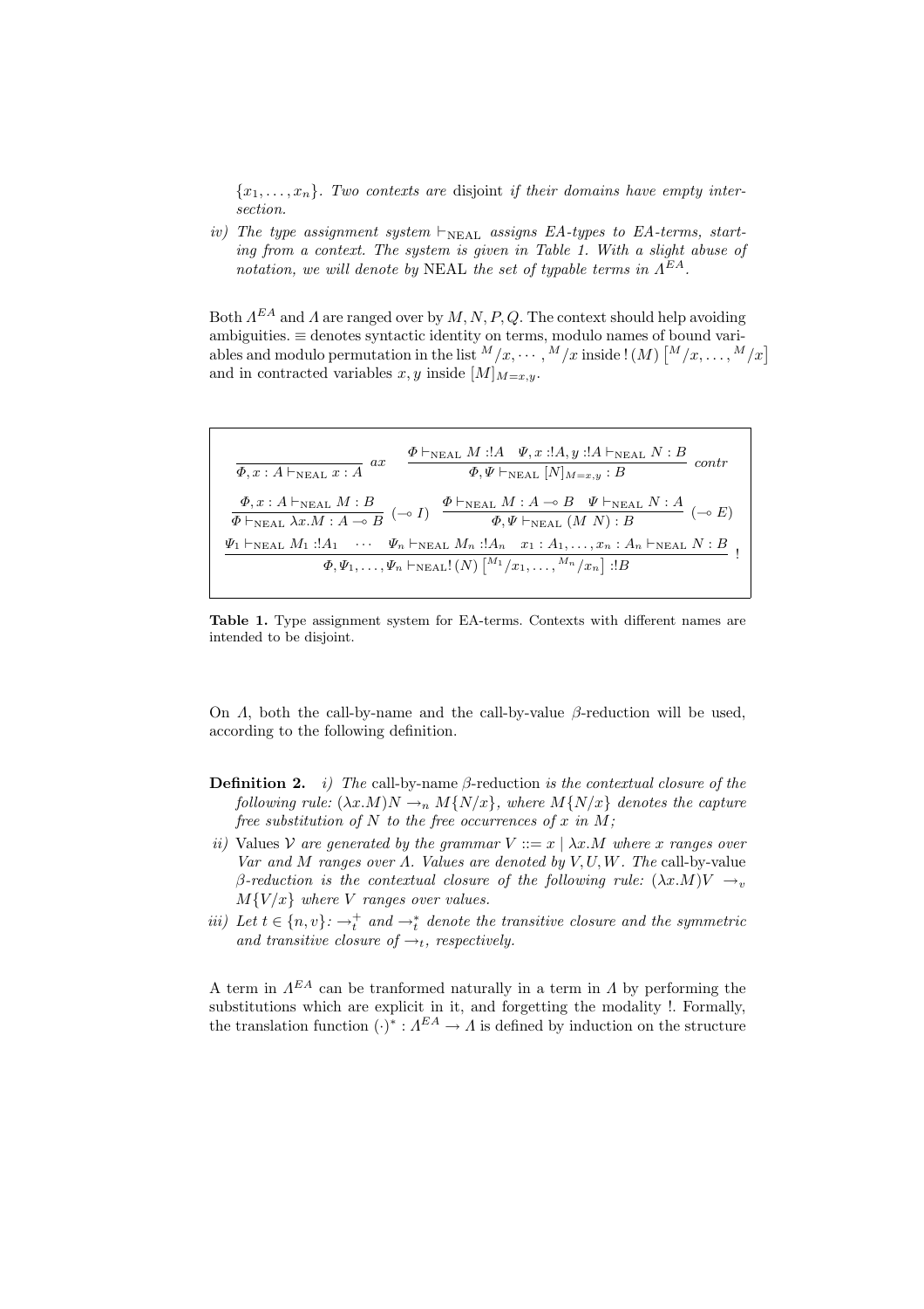$\{x_1, \ldots, x_n\}$. *Two contexts are* disjoint *if their domains have empty intersection.*

*iv) The type assignment system* $\vdash_{\text{NEAL}}$ *assigns EA-types to EA-terms, starting from a context. The system is given in Table 1. With a slight abuse of notation, we will denote by* NEAL *the set of typable terms in* $\Lambda^{EA}$.

Both $\Lambda^{EA}$ and $\Lambda$ are ranged over by $M, N, P, Q$. The context should help avoiding ambiguities. $\equiv$ denotes syntactic identity on terms, modulo names of bound variables and modulo permutation in the list ${}^{M}/x, \cdots, {}^{M}/x$ inside $!\,(M)\left[{}^{M}/x, \ldots, {}^{M}/x\right]$ and in contracted variables $x, y$ inside $[M]_{M=x,y}$.

$$\frac{}{\Phi, x : A \vdash_{\text{NEAL}} x : A}\; ax \qquad \frac{\Phi \vdash_{\text{NEAL}} M :!A \quad \Psi, x :!A, y :!A \vdash_{\text{NEAL}} N : B}{\Phi, \Psi \vdash_{\text{NEAL}} [N]_{M=x,y} : B}\; contr$$

$$\frac{\Phi, x : A \vdash_{\text{NEAL}} M : B}{\Phi \vdash_{\text{NEAL}} \lambda x.M : A \multimap B}\; (\multimap I) \qquad \frac{\Phi \vdash_{\text{NEAL}} M : A \multimap B \quad \Psi \vdash_{\text{NEAL}} N : A}{\Phi, \Psi \vdash_{\text{NEAL}} (M\ N) : B}\; (\multimap E)$$

$$\frac{\Psi_1 \vdash_{\text{NEAL}} M_1 :!A_1 \quad \cdots \quad \Psi_n \vdash_{\text{NEAL}} M_n :!A_n \quad x_1 : A_1, \ldots, x_n : A_n \vdash_{\text{NEAL}} N : B}{\Phi, \Psi_1, \ldots, \Psi_n \vdash_{\text{NEAL}} !\,(N)\left[{}^{M_1}/x_1, \ldots, {}^{M_n}/x_n\right] :!B}\; !$$

**Table 1.** Type assignment system for EA-terms. Contexts with different names are intended to be disjoint.

On $\Lambda$, both the call-by-name and the call-by-value $\beta$-reduction will be used, according to the following definition.

**Definition 2.** *i) The* call-by-name $\beta$-reduction *is the contextual closure of the following rule:* $(\lambda x.M)N \rightarrow_n M\{N/x\}$*, where* $M\{N/x\}$ *denotes the capture free substitution of* $N$ *to the free occurrences of* $x$ *in* $M$*;*

*ii)* Values $\mathcal{V}$ *are generated by the grammar* $V ::= x \mid \lambda x.M$ *where* $x$ *ranges over* $Var$ *and* $M$ *ranges over* $\Lambda$*. Values are denoted by* $V, U, W$*. The* call-by-value $\beta$-reduction *is the contextual closure of the following rule:* $(\lambda x.M)V \rightarrow_v M\{V/x\}$ *where* $V$ *ranges over values.*

*iii) Let* $t \in \{n, v\}$*:* $\rightarrow_t^+$ *and* $\rightarrow_t^*$ *denote the transitive closure and the symmetric and transitive closure of* $\rightarrow_t$*, respectively.*

A term in $\Lambda^{EA}$ can be tranformed naturally in a term in $\Lambda$ by performing the substitutions which are explicit in it, and forgetting the modality !. Formally, the translation function $(\cdot)^* : \Lambda^{EA} \rightarrow \Lambda$ is defined by induction on the structure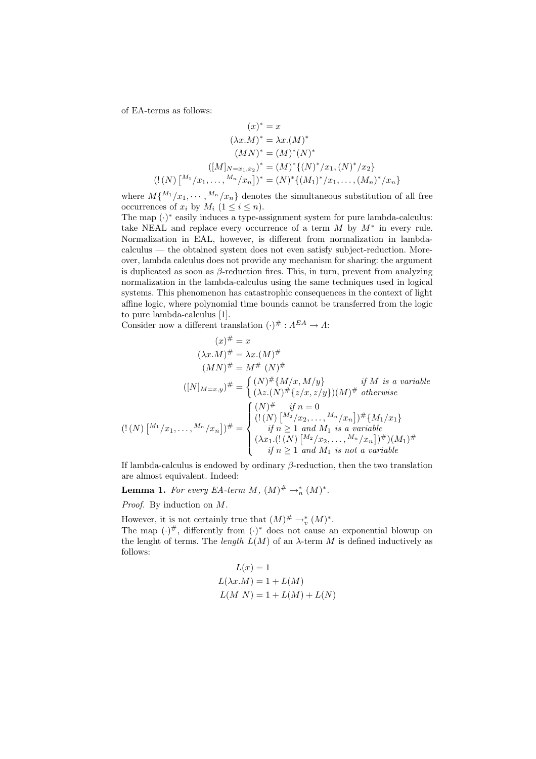of EA-terms as follows:

$$
\begin{aligned}
(x)^* &= x \\
(\lambda x.M)^* &= \lambda x.(M)^* \\
(MN)^* &= (M)^*(N)^* \\
([M]_{N=x_1,x_2})^* &= (M)^*\{(N)^*/x_1, (N)^*/x_2\} \\
(!\,(N)\left[{}^{M_1}/x_1, \ldots, {}^{M_n}/x_n\right])^* &= (N)^*\{(M_1)^*/x_1, \ldots, (M_n)^*/x_n\}
\end{aligned}
$$

where $M\{{}^{M_1}/x_1, \cdots, {}^{M_n}/x_n\}$ denotes the simultaneous substitution of all free occurrences of $x_i$ by $M_i$ ($1 \leq i \leq n$).

The map $(\cdot)^*$ easily induces a type-assignment system for pure lambda-calculus: take NEAL and replace every occurrence of a term $M$ by $M^*$ in every rule. Normalization in EAL, however, is different from normalization in lambda-calculus — the obtained system does not even satisfy subject-reduction. Moreover, lambda calculus does not provide any mechanism for sharing: the argument is duplicated as soon as $\beta$-reduction fires. This, in turn, prevent from analyzing normalization in the lambda-calculus using the same techniques used in logical systems. This phenomenon has catastrophic consequences in the context of light affine logic, where polynomial time bounds cannot be transferred from the logic to pure lambda-calculus [1].

Consider now a different translation $(\cdot)^\# : \Lambda^{EA} \to \Lambda$:

$$
\begin{aligned}
(x)^\# &= x \\
(\lambda x.M)^\# &= \lambda x.(M)^\# \\
(MN)^\# &= M^\#\ (N)^\# \\
([N]_{M=x,y})^\# &= \begin{cases} (N)^\#\{M/x, M/y\} & \textit{if } M \textit{ is a variable} \\ (\lambda z.(N)^\#\{z/x, z/y\})(M)^\# & \textit{otherwise} \end{cases} \\
(!\,(N)\left[{}^{M_1}/x_1, \ldots, {}^{M_n}/x_n\right])^\# &= \begin{cases} (N)^\# \quad \textit{if } n = 0 \\ (!\,(N)\left[{}^{M_2}/x_2, \ldots, {}^{M_n}/x_n\right])^\#\{M_1/x_1\} \\ \quad \textit{if } n \geq 1 \textit{ and } M_1 \textit{ is a variable} \\ (\lambda x_1.(!\,(N)\left[{}^{M_2}/x_2, \ldots, {}^{M_n}/x_n\right])^\#)(M_1)^\# \\ \quad \textit{if } n \geq 1 \textit{ and } M_1 \textit{ is not a variable} \end{cases}
\end{aligned}
$$

If lambda-calculus is endowed by ordinary $\beta$-reduction, then the two translation are almost equivalent. Indeed:

**Lemma 1.** *For every EA-term $M$, $(M)^\# \to_n^* (M)^*$.*

*Proof.* By induction on $M$.

However, it is not certainly true that $(M)^\# \to_v^* (M)^*$.

The map $(\cdot)^\#$, differently from $(\cdot)^*$ does not cause an exponential blowup on the lenght of terms. The *length* $L(M)$ of an $\lambda$-term $M$ is defined inductively as follows:

$$
\begin{aligned}
L(x) &= 1 \\
L(\lambda x.M) &= 1 + L(M) \\
L(M\ N) &= 1 + L(M) + L(N)
\end{aligned}
$$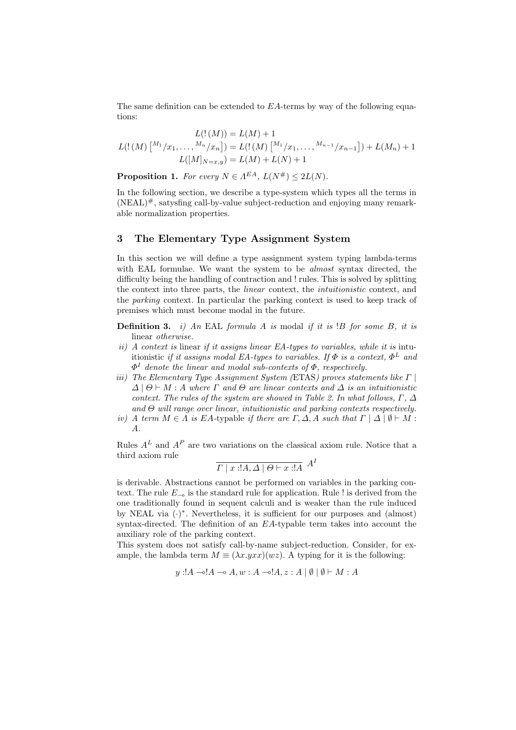The same definition can be extended to $EA$-terms by way of the following equations:

$$L(!\,(M)) = L(M) + 1$$

$$L(!\,(M)\left[{}^{M_1}/x_1, \ldots, {}^{M_n}/x_n\right]) = L(!\,(M)\left[{}^{M_1}/x_1, \ldots, {}^{M_{n-1}}/x_{n-1}\right]) + L(M_n) + 1$$

$$L([M]_{N=x,y}) = L(M) + L(N) + 1$$

**Proposition 1.** *For every $N \in \Lambda^{EA}$, $L(N^{\#}) \leq 2L(N)$.*

In the following section, we describe a type-system which types all the terms in $(\text{NEAL})^{\#}$, satysfing call-by-value subject-reduction and enjoying many remarkable normalization properties.

## 3 The Elementary Type Assignment System

In this section we will define a type assignment system typing lambda-terms with EAL formulae. We want the system to be *almost* syntax directed, the difficulty being the handling of contraction and ! rules. This is solved by splitting the context into three parts, the *linear* context, the *intuitionistic* context, and the *parking* context. In particular the parking context is used to keep track of premises which must become modal in the future.

**Definition 3.** *i) An* EAL *formula $A$ is* modal *if it is $!B$ for some $B$, it is* linear *otherwise.*

*ii) A context is* linear *if it assigns linear EA-types to variables, while it is* intuitionistic *if it assigns modal EA-types to variables. If $\Phi$ is a context, $\Phi^L$ and $\Phi^I$ denote the linear and modal sub-contexts of $\Phi$, respectively.*

*iii) The Elementary Type Assignment System (*ETAS*) proves statements like $\Gamma \mid \Delta \mid \Theta \vdash M : A$ where $\Gamma$ and $\Theta$ are linear contexts and $\Delta$ is an intuitionistic context. The rules of the system are showed in Table 2. In what follows, $\Gamma$, $\Delta$ and $\Theta$ will range over linear, intuitionistic and parking contexts respectively.*

*iv) A term $M \in \Lambda$ is $EA$-*typable *if there are $\Gamma, \Delta, A$ such that $\Gamma \mid \Delta \mid \emptyset \vdash M : A$.*

Rules $A^L$ and $A^P$ are two variations on the classical axiom rule. Notice that a third axiom rule

$$\frac{}{\Gamma \mid x :!A, \Delta \mid \Theta \vdash x :!A}\ A^I$$

is derivable. Abstractions cannot be performed on variables in the parking context. The rule $E_{\multimap}$ is the standard rule for application. Rule ! is derived from the one traditionally found in sequent calculi and is weaker than the rule induced by NEAL via $(\cdot)^*$. Nevertheless, it is sufficient for our purposes and (almost) syntax-directed. The definition of an $EA$-typable term takes into account the auxiliary role of the parking context.

This system does not satisfy call-by-name subject-reduction. Consider, for example, the lambda term $M \equiv (\lambda x.yxx)(wz)$. A typing for it is the following:

$$y :!A \multimap !A \multimap A, w : A \multimap !A, z : A \mid \emptyset \mid \emptyset \vdash M : A$$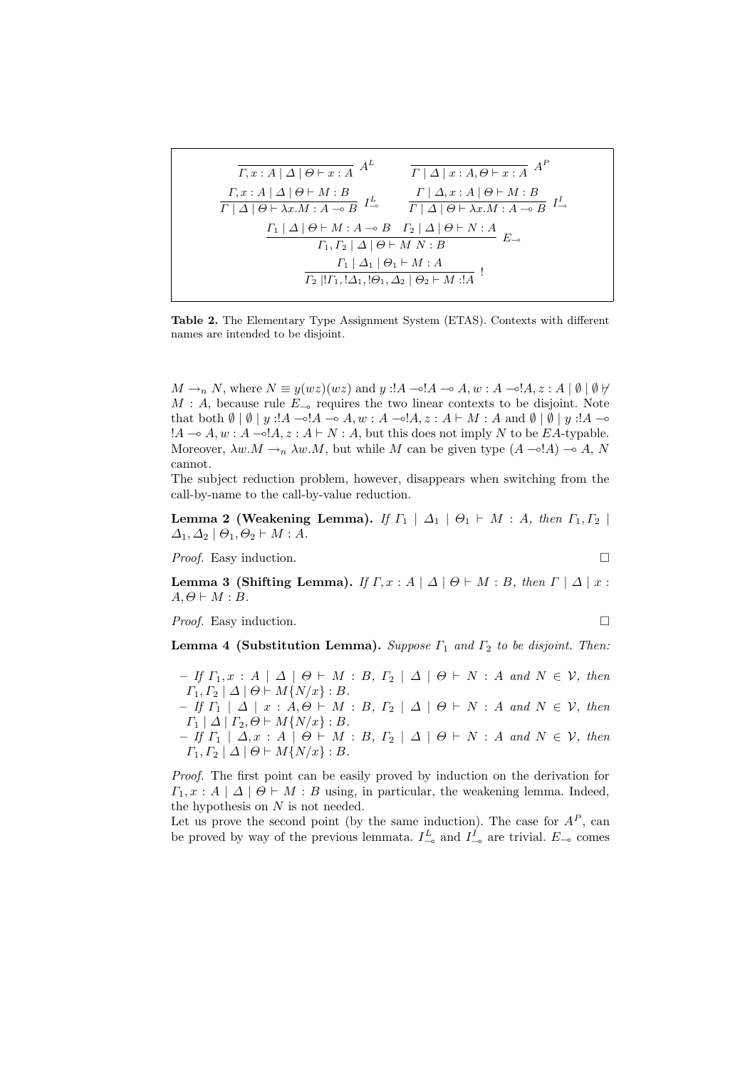$$\frac{}{\Gamma, x : A \mid \Delta \mid \Theta \vdash x : A}\ A^L \qquad \frac{}{\Gamma \mid \Delta \mid x : A, \Theta \vdash x : A}\ A^P$$

$$\frac{\Gamma, x : A \mid \Delta \mid \Theta \vdash M : B}{\Gamma \mid \Delta \mid \Theta \vdash \lambda x.M : A \multimap B}\ I^L_{\multimap} \qquad \frac{\Gamma \mid \Delta, x : A \mid \Theta \vdash M : B}{\Gamma \mid \Delta \mid \Theta \vdash \lambda x.M : A \multimap B}\ I^I_{\multimap}$$

$$\frac{\Gamma_1 \mid \Delta \mid \Theta \vdash M : A \multimap B \quad \Gamma_2 \mid \Delta \mid \Theta \vdash N : A}{\Gamma_1, \Gamma_2 \mid \Delta \mid \Theta \vdash M\ N : B}\ E_{\multimap}$$

$$\frac{\Gamma_1 \mid \Delta_1 \mid \Theta_1 \vdash M : A}{\Gamma_2 \mid !\Gamma_1, !\Delta_1, !\Theta_1, \Delta_2 \mid \Theta_2 \vdash M : !A}\ !$$

**Table 2.** The Elementary Type Assignment System (ETAS). Contexts with different names are intended to be disjoint.

$M \rightarrow_n N$, where $N \equiv y(wz)(wz)$ and $y : !A \multimap !A \multimap A, w : A \multimap !A, z : A \mid \emptyset \mid \emptyset \nvdash M : A$, because rule $E_{\multimap}$ requires the two linear contexts to be disjoint. Note that both $\emptyset \mid \emptyset \mid y : !A \multimap !A \multimap A, w : A \multimap !A, z : A \vdash M : A$ and $\emptyset \mid \emptyset \mid y : !A \multimap !A \multimap A, w : A \multimap !A, z : A \vdash N : A$, but this does not imply $N$ to be $EA$-typable. Moreover, $\lambda w.M \rightarrow_n \lambda w.M$, but while $M$ can be given type $(A \multimap !A) \multimap A$, $N$ cannot.

The subject reduction problem, however, disappears when switching from the call-by-name to the call-by-value reduction.

**Lemma 2 (Weakening Lemma).** *If $\Gamma_1 \mid \Delta_1 \mid \Theta_1 \vdash M : A$, then $\Gamma_1, \Gamma_2 \mid \Delta_1, \Delta_2 \mid \Theta_1, \Theta_2 \vdash M : A$.*

*Proof.* Easy induction. □

**Lemma 3 (Shifting Lemma).** *If $\Gamma, x : A \mid \Delta \mid \Theta \vdash M : B$, then $\Gamma \mid \Delta \mid x : A, \Theta \vdash M : B$.*

*Proof.* Easy induction. □

**Lemma 4 (Substitution Lemma).** *Suppose $\Gamma_1$ and $\Gamma_2$ to be disjoint. Then:*

- *If $\Gamma_1, x : A \mid \Delta \mid \Theta \vdash M : B$, $\Gamma_2 \mid \Delta \mid \Theta \vdash N : A$ and $N \in \mathcal{V}$, then $\Gamma_1, \Gamma_2 \mid \Delta \mid \Theta \vdash M\{N/x\} : B$.*
- *If $\Gamma_1 \mid \Delta \mid x : A, \Theta \vdash M : B$, $\Gamma_2 \mid \Delta \mid \Theta \vdash N : A$ and $N \in \mathcal{V}$, then $\Gamma_1 \mid \Delta \mid \Gamma_2, \Theta \vdash M\{N/x\} : B$.*
- *If $\Gamma_1 \mid \Delta, x : A \mid \Theta \vdash M : B$, $\Gamma_2 \mid \Delta \mid \Theta \vdash N : A$ and $N \in \mathcal{V}$, then $\Gamma_1, \Gamma_2 \mid \Delta \mid \Theta \vdash M\{N/x\} : B$.*

*Proof.* The first point can be easily proved by induction on the derivation for $\Gamma_1, x : A \mid \Delta \mid \Theta \vdash M : B$ using, in particular, the weakening lemma. Indeed, the hypothesis on $N$ is not needed.

Let us prove the second point (by the same induction). The case for $A^P$, can be proved by way of the previous lemmata. $I^L_{\multimap}$ and $I^I_{\multimap}$ are trivial. $E_{\multimap}$ comes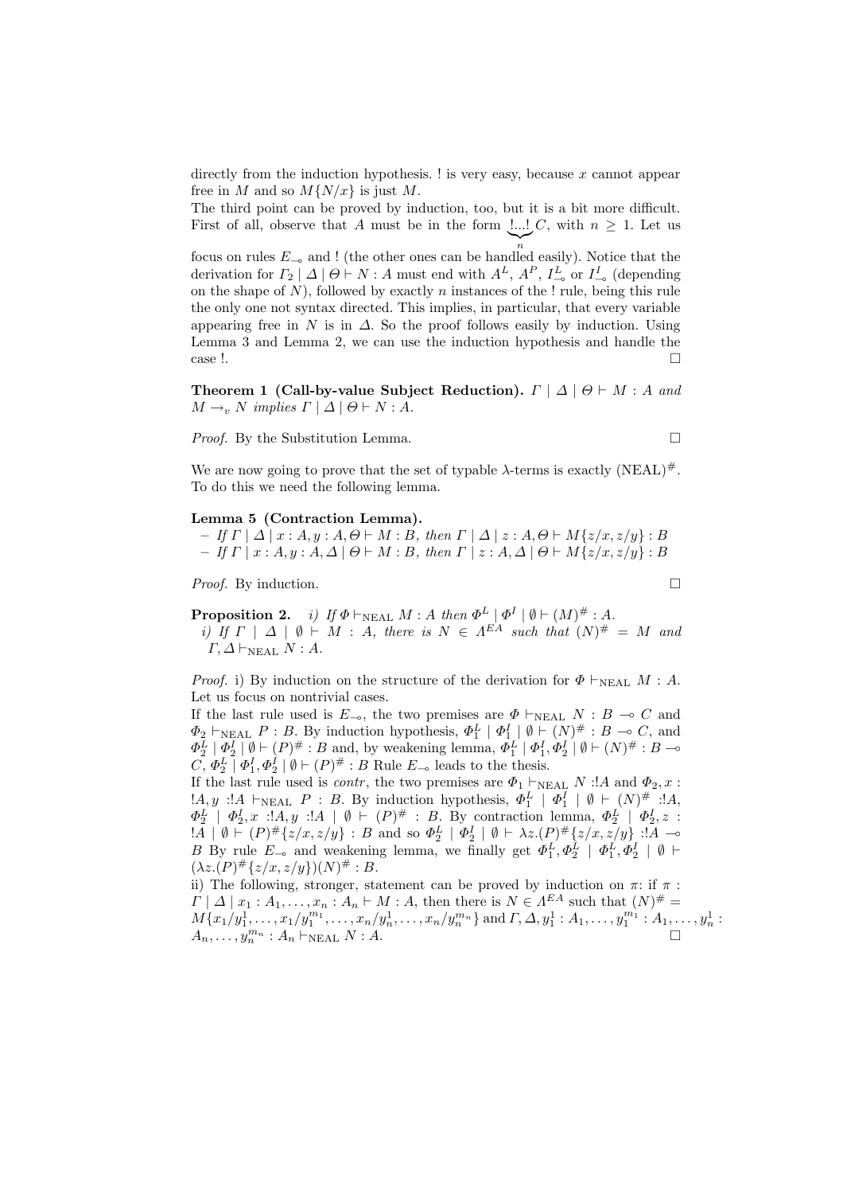directly from the induction hypothesis. ! is very easy, because $x$ cannot appear free in $M$ and so $M\{N/x\}$ is just $M$.
The third point can be proved by induction, too, but it is a bit more difficult. First of all, observe that $A$ must be in the form $\underbrace{!...!}_{n} C$, with $n \geq 1$. Let us focus on rules $E_{\multimap}$ and ! (the other ones can be handled easily). Notice that the derivation for $\Gamma_2 \mid \Delta \mid \Theta \vdash N : A$ must end with $A^L$, $A^P$, $I^L_{\multimap}$ or $I^I_{\multimap}$ (depending on the shape of $N$), followed by exactly $n$ instances of the ! rule, being this rule the only one not syntax directed. This implies, in particular, that every variable appearing free in $N$ is in $\Delta$. So the proof follows easily by induction. Using Lemma 3 and Lemma 2, we can use the induction hypothesis and handle the case !. □

**Theorem 1 (Call-by-value Subject Reduction).** *$\Gamma \mid \Delta \mid \Theta \vdash M : A$ and $M \rightarrow_v N$ implies $\Gamma \mid \Delta \mid \Theta \vdash N : A$.*

*Proof.* By the Substitution Lemma. □

We are now going to prove that the set of typable $\lambda$-terms is exactly $(\text{NEAL})^{\#}$. To do this we need the following lemma.

**Lemma 5 (Contraction Lemma).**

- *If $\Gamma \mid \Delta \mid x : A, y : A, \Theta \vdash M : B$, then $\Gamma \mid \Delta \mid z : A, \Theta \vdash M\{z/x, z/y\} : B$*
- *If $\Gamma \mid x : A, y : A, \Delta \mid \Theta \vdash M : B$, then $\Gamma \mid z : A, \Delta \mid \Theta \vdash M\{z/x, z/y\} : B$*

*Proof.* By induction. □

**Proposition 2.** *i) If $\Phi \vdash_{\text{NEAL}} M : A$ then $\Phi^L \mid \Phi^I \mid \emptyset \vdash (M)^{\#} : A$.*
*i) If $\Gamma \mid \Delta \mid \emptyset \vdash M : A$, there is $N \in \Lambda^{EA}$ such that $(N)^{\#} = M$ and $\Gamma, \Delta \vdash_{\text{NEAL}} N : A$.*

*Proof.* i) By induction on the structure of the derivation for $\Phi \vdash_{\text{NEAL}} M : A$. Let us focus on nontrivial cases.
If the last rule used is $E_{\multimap}$, the two premises are $\Phi \vdash_{\text{NEAL}} N : B \multimap C$ and $\Phi_2 \vdash_{\text{NEAL}} P : B$. By induction hypothesis, $\Phi_1^L \mid \Phi_1^I \mid \emptyset \vdash (N)^{\#} : B \multimap C$, and $\Phi_2^L \mid \Phi_2^I \mid \emptyset \vdash (P)^{\#} : B$ and, by weakening lemma, $\Phi_1^L \mid \Phi_1^I, \Phi_2^I \mid \emptyset \vdash (N)^{\#} : B \multimap C$, $\Phi_2^L \mid \Phi_1^I, \Phi_2^I \mid \emptyset \vdash (P)^{\#} : B$ Rule $E_{\multimap}$ leads to the thesis.
If the last rule used is *contr*, the two premises are $\Phi_1 \vdash_{\text{NEAL}} N :!A$ and $\Phi_2, x : !A, y :!A \vdash_{\text{NEAL}} P : B$. By induction hypothesis, $\Phi_1^L \mid \Phi_1^I \mid \emptyset \vdash (N)^{\#} :!A$, $\Phi_2^L \mid \Phi_2^I, x :!A, y :!A \mid \emptyset \vdash (P)^{\#} : B$. By contraction lemma, $\Phi_2^L \mid \Phi_2^I, z : !A \mid \emptyset \vdash (P)^{\#}\{z/x, z/y\} : B$ and so $\Phi_2^L \mid \Phi_2^I \mid \emptyset \vdash \lambda z.(P)^{\#}\{z/x, z/y\} :!A \multimap B$ By rule $E_{\multimap}$ and weakening lemma, we finally get $\Phi_1^L, \Phi_2^L \mid \Phi_1^I, \Phi_2^I \mid \emptyset \vdash (\lambda z.(P)^{\#}\{z/x, z/y\})(N)^{\#} : B$.
ii) The following, stronger, statement can be proved by induction on $\pi$: if $\pi : \Gamma \mid \Delta \mid x_1 : A_1, \ldots, x_n : A_n \vdash M : A$, then there is $N \in \Lambda^{EA}$ such that $(N)^{\#} = M\{x_1/y_1^1, \ldots, x_1/y_1^{m_1}, \ldots, x_n/y_n^1, \ldots, x_n/y_n^{m_n}\}$ and $\Gamma, \Delta, y_1^1 : A_1, \ldots, y_1^{m_1} : A_1, \ldots, y_n^1 : A_n, \ldots, y_n^{m_n} : A_n \vdash_{\text{NEAL}} N : A$. □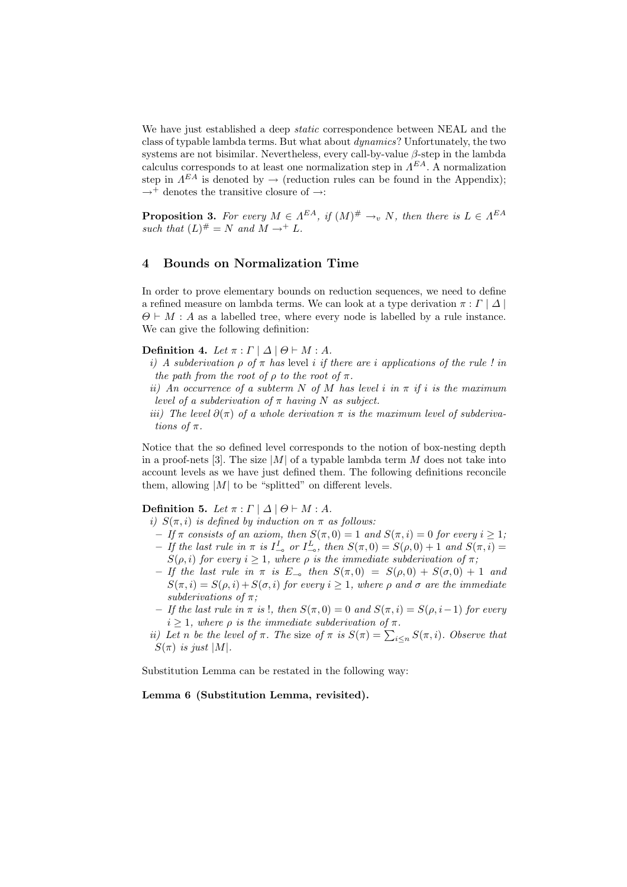We have just established a deep *static* correspondence between NEAL and the class of typable lambda terms. But what about *dynamics*? Unfortunately, the two systems are not bisimilar. Nevertheless, every call-by-value $\beta$-step in the lambda calculus corresponds to at least one normalization step in $\Lambda^{EA}$. A normalization step in $\Lambda^{EA}$ is denoted by $\rightarrow$ (reduction rules can be found in the Appendix); $\rightarrow^{+}$ denotes the transitive closure of $\rightarrow$:

**Proposition 3.** *For every $M \in \Lambda^{EA}$, if $(M)^{\#} \rightarrow_v N$, then there is $L \in \Lambda^{EA}$ such that $(L)^{\#} = N$ and $M \rightarrow^{+} L$.*

## 4 Bounds on Normalization Time

In order to prove elementary bounds on reduction sequences, we need to define a refined measure on lambda terms. We can look at a type derivation $\pi : \Gamma \mid \Delta \mid \Theta \vdash M : A$ as a labelled tree, where every node is labelled by a rule instance. We can give the following definition:

**Definition 4.** *Let $\pi : \Gamma \mid \Delta \mid \Theta \vdash M : A$.*

*i) A subderivation $\rho$ of $\pi$ has* level *$i$ if there are $i$ applications of the rule ! in the path from the root of $\rho$ to the root of $\pi$.*

*ii) An occurrence of a subterm $N$ of $M$ has level $i$ in $\pi$ if $i$ is the maximum level of a subderivation of $\pi$ having $N$ as subject.*

*iii) The level $\partial(\pi)$ of a whole derivation $\pi$ is the maximum level of subderivations of $\pi$.*

Notice that the so defined level corresponds to the notion of box-nesting depth in a proof-nets [3]. The size $|M|$ of a typable lambda term $M$ does not take into account levels as we have just defined them. The following definitions reconcile them, allowing $|M|$ to be "splitted" on different levels.

**Definition 5.** *Let $\pi : \Gamma \mid \Delta \mid \Theta \vdash M : A$.*

*i) $S(\pi, i)$ is defined by induction on $\pi$ as follows:*

- *If $\pi$ consists of an axiom, then $S(\pi, 0) = 1$ and $S(\pi, i) = 0$ for every $i \geq 1$;*
- *If the last rule in $\pi$ is $I^{I}_{\multimap}$ or $I^{L}_{\multimap}$, then $S(\pi, 0) = S(\rho, 0) + 1$ and $S(\pi, i) = S(\rho, i)$ for every $i \geq 1$, where $\rho$ is the immediate subderivation of $\pi$;*
- *If the last rule in $\pi$ is $E_{\multimap}$ then $S(\pi, 0) = S(\rho, 0) + S(\sigma, 0) + 1$ and $S(\pi, i) = S(\rho, i) + S(\sigma, i)$ for every $i \geq 1$, where $\rho$ and $\sigma$ are the immediate subderivations of $\pi$;*
- *If the last rule in $\pi$ is !, then $S(\pi, 0) = 0$ and $S(\pi, i) = S(\rho, i-1)$ for every $i \geq 1$, where $\rho$ is the immediate subderivation of $\pi$.*

*ii) Let $n$ be the level of $\pi$. The* size *of $\pi$ is $S(\pi) = \sum_{i \leq n} S(\pi, i)$. Observe that $S(\pi)$ is just $|M|$.*

Substitution Lemma can be restated in the following way:

**Lemma 6 (Substitution Lemma, revisited).**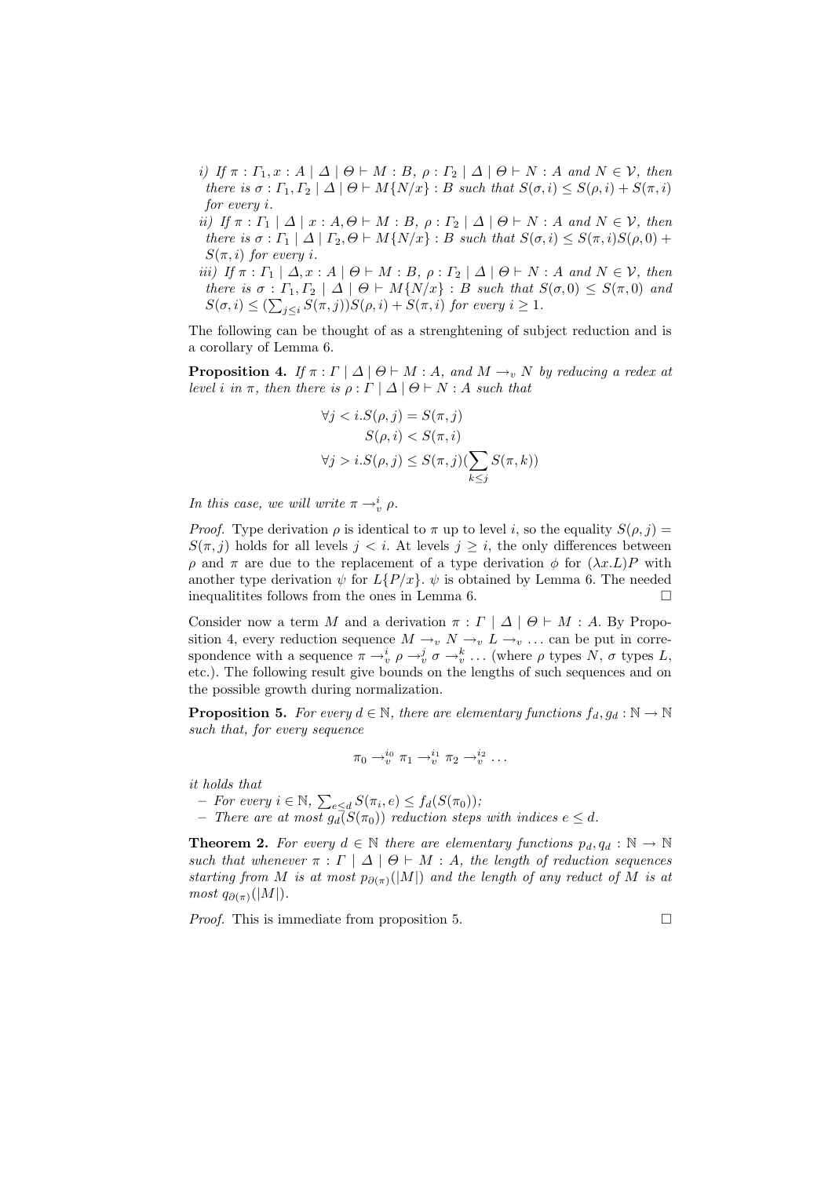*i)* If $\pi : \Gamma_1, x : A \mid \Delta \mid \Theta \vdash M : B$, $\rho : \Gamma_2 \mid \Delta \mid \Theta \vdash N : A$ and $N \in \mathcal{V}$, then there is $\sigma : \Gamma_1, \Gamma_2 \mid \Delta \mid \Theta \vdash M\{N/x\} : B$ such that $S(\sigma, i) \leq S(\rho, i) + S(\pi, i)$ for every $i$.

*ii)* If $\pi : \Gamma_1 \mid \Delta \mid x : A, \Theta \vdash M : B$, $\rho : \Gamma_2 \mid \Delta \mid \Theta \vdash N : A$ and $N \in \mathcal{V}$, then there is $\sigma : \Gamma_1 \mid \Delta \mid \Gamma_2, \Theta \vdash M\{N/x\} : B$ such that $S(\sigma, i) \leq S(\pi, i)S(\rho, 0) + S(\pi, i)$ for every $i$.

*iii)* If $\pi : \Gamma_1 \mid \Delta, x : A \mid \Theta \vdash M : B$, $\rho : \Gamma_2 \mid \Delta \mid \Theta \vdash N : A$ and $N \in \mathcal{V}$, then there is $\sigma : \Gamma_1, \Gamma_2 \mid \Delta \mid \Theta \vdash M\{N/x\} : B$ such that $S(\sigma, 0) \leq S(\pi, 0)$ and $S(\sigma, i) \leq (\sum_{j \leq i} S(\pi, j))S(\rho, i) + S(\pi, i)$ for every $i \geq 1$.

The following can be thought of as a strenghtening of subject reduction and is a corollary of Lemma 6.

**Proposition 4.** *If $\pi : \Gamma \mid \Delta \mid \Theta \vdash M : A$, and $M \rightarrow_v N$ by reducing a redex at level $i$ in $\pi$, then there is $\rho : \Gamma \mid \Delta \mid \Theta \vdash N : A$ such that*

$$
\begin{aligned}
\forall j < i. S(\rho, j) &= S(\pi, j) \\
S(\rho, i) &< S(\pi, i) \\
\forall j > i. S(\rho, j) &\leq S(\pi, j)(\sum_{k \leq j} S(\pi, k))
\end{aligned}
$$

*In this case, we will write $\pi \rightarrow_v^i \rho$.*

*Proof.* Type derivation $\rho$ is identical to $\pi$ up to level $i$, so the equality $S(\rho, j) = S(\pi, j)$ holds for all levels $j < i$. At levels $j \geq i$, the only differences between $\rho$ and $\pi$ are due to the replacement of a type derivation $\phi$ for $(\lambda x.L)P$ with another type derivation $\psi$ for $L\{P/x\}$. $\psi$ is obtained by Lemma 6. The needed inequalitites follows from the ones in Lemma 6. □

Consider now a term $M$ and a derivation $\pi : \Gamma \mid \Delta \mid \Theta \vdash M : A$. By Proposition 4, every reduction sequence $M \rightarrow_v N \rightarrow_v L \rightarrow_v \ldots$ can be put in correspondence with a sequence $\pi \rightarrow_v^i \rho \rightarrow_v^j \sigma \rightarrow_v^k \ldots$ (where $\rho$ types $N$, $\sigma$ types $L$, etc.). The following result give bounds on the lengths of such sequences and on the possible growth during normalization.

**Proposition 5.** *For every $d \in \mathbb{N}$, there are elementary functions $f_d, g_d : \mathbb{N} \rightarrow \mathbb{N}$ such that, for every sequence*

$$\pi_0 \rightarrow_v^{i_0} \pi_1 \rightarrow_v^{i_1} \pi_2 \rightarrow_v^{i_2} \ldots$$

*it holds that*

- *For every $i \in \mathbb{N}$, $\sum_{e \leq d} S(\pi_i, e) \leq f_d(S(\pi_0))$;*
- *There are at most $g_d(S(\pi_0))$ reduction steps with indices $e \leq d$.*

**Theorem 2.** *For every $d \in \mathbb{N}$ there are elementary functions $p_d, q_d : \mathbb{N} \rightarrow \mathbb{N}$ such that whenever $\pi : \Gamma \mid \Delta \mid \Theta \vdash M : A$, the length of reduction sequences starting from $M$ is at most $p_{\partial(\pi)}(|M|)$ and the length of any reduct of $M$ is at most $q_{\partial(\pi)}(|M|)$.*

*Proof.* This is immediate from proposition 5. □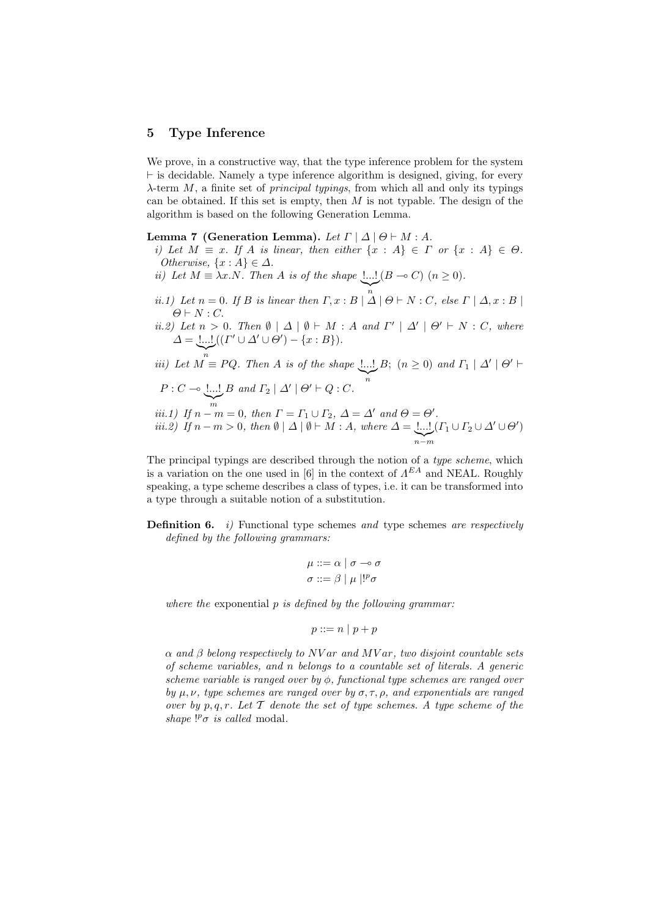## 5 Type Inference

We prove, in a constructive way, that the type inference problem for the system $\vdash$ is decidable. Namely a type inference algorithm is designed, giving, for every $\lambda$-term $M$, a finite set of *principal typings*, from which all and only its typings can be obtained. If this set is empty, then $M$ is not typable. The design of the algorithm is based on the following Generation Lemma.

**Lemma 7 (Generation Lemma).** *Let $\Gamma \mid \Delta \mid \Theta \vdash M : A$.*

*i) Let $M \equiv x$. If $A$ is linear, then either $\{x : A\} \in \Gamma$ or $\{x : A\} \in \Theta$. Otherwise, $\{x : A\} \in \Delta$.*

*ii) Let $M \equiv \lambda x.N$. Then $A$ is of the shape $\underbrace{!...!}_{n}(B \multimap C)$ $(n \geq 0)$.*

*ii.1) Let $n = 0$. If $B$ is linear then $\Gamma, x : B \mid \Delta \mid \Theta \vdash N : C$, else $\Gamma \mid \Delta, x : B \mid \Theta \vdash N : C$.*

*ii.2) Let $n > 0$. Then $\emptyset \mid \Delta \mid \emptyset \vdash M : A$ and $\Gamma' \mid \Delta' \mid \Theta' \vdash N : C$, where $\Delta = \underbrace{!...!}_{n}((\Gamma' \cup \Delta' \cup \Theta') - \{x : B\})$.*

*iii) Let $M \equiv PQ$. Then $A$ is of the shape $\underbrace{!...!}_{n} B$; $(n \geq 0)$ and $\Gamma_1 \mid \Delta' \mid \Theta' \vdash P : C \multimap \underbrace{!...!}_{m} B$ and $\Gamma_2 \mid \Delta' \mid \Theta' \vdash Q : C$.*

*iii.1) If $n - m = 0$, then $\Gamma = \Gamma_1 \cup \Gamma_2$, $\Delta = \Delta'$ and $\Theta = \Theta'$.*

*iii.2) If $n - m > 0$, then $\emptyset \mid \Delta \mid \emptyset \vdash M : A$, where $\Delta = \underbrace{!...!}_{n-m}(\Gamma_1 \cup \Gamma_2 \cup \Delta' \cup \Theta')$*

The principal typings are described through the notion of a *type scheme*, which is a variation on the one used in [6] in the context of $\Lambda^{EA}$ and NEAL. Roughly speaking, a type scheme describes a class of types, i.e. it can be transformed into a type through a suitable notion of a substitution.

**Definition 6.** *i)* Functional type schemes *and* type schemes *are respectively defined by the following grammars:*

$$\mu ::= \alpha \mid \sigma \multimap \sigma$$
$$\sigma ::= \beta \mid \mu \mid !^p\sigma$$

*where the* exponential *$p$ is defined by the following grammar:*

$$p ::= n \mid p + p$$

*$\alpha$ and $\beta$ belong respectively to $NVar$ and $MVar$, two disjoint countable sets of scheme variables, and $n$ belongs to a countable set of literals. A generic scheme variable is ranged over by $\phi$, functional type schemes are ranged over by $\mu, \nu$, type schemes are ranged over by $\sigma, \tau, \rho$, and exponentials are ranged over by $p, q, r$. Let $\mathcal{T}$ denote the set of type schemes. A type scheme of the shape $!^p\sigma$ is called* modal*.*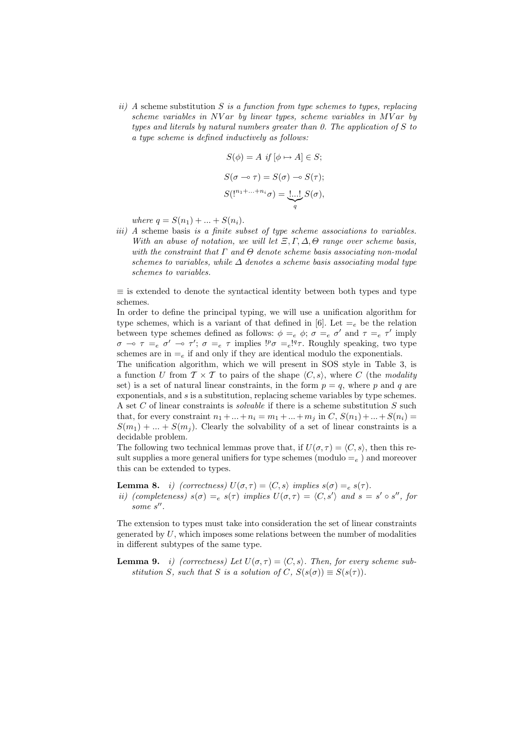*ii) A* scheme substitution *$S$ is a function from type schemes to types, replacing scheme variables in $NVar$ by linear types, scheme variables in $MVar$ by types and literals by natural numbers greater than 0. The application of $S$ to a type scheme is defined inductively as follows:*

$$S(\phi) = A \text{ if } [\phi \mapsto A] \in S;$$

$$S(\sigma \multimap \tau) = S(\sigma) \multimap S(\tau);$$

$$S(!^{n_1+...+n_i}\sigma) = \underbrace{!...!}_{q} S(\sigma),$$

*where $q = S(n_1) + ... + S(n_i)$.*

*iii) A* scheme basis *is a finite subset of type scheme associations to variables. With an abuse of notation, we will let $\Xi, \Gamma, \Delta, \Theta$ range over scheme basis, with the constraint that $\Gamma$ and $\Theta$ denote scheme basis associating non-modal schemes to variables, while $\Delta$ denotes a scheme basis associating modal type schemes to variables.*

$\equiv$ is extended to denote the syntactical identity between both types and type schemes.

In order to define the principal typing, we will use a unification algorithm for type schemes, which is a variant of that defined in [6]. Let $=_e$ be the relation between type schemes defined as follows: $\phi =_e \phi$; $\sigma =_e \sigma'$ and $\tau =_e \tau'$ imply $\sigma \multimap \tau =_e \sigma' \multimap \tau'$; $\sigma =_e \tau$ implies $!^p\sigma =_e !^q\tau$. Roughly speaking, two type schemes are in $=_e$ if and only if they are identical modulo the exponentials.

The unification algorithm, which we will present in SOS style in Table 3, is a function $U$ from $\mathcal{T} \times \mathcal{T}$ to pairs of the shape $\langle C, s \rangle$, where $C$ (the *modality* set) is a set of natural linear constraints, in the form $p = q$, where $p$ and $q$ are exponentials, and $s$ is a substitution, replacing scheme variables by type schemes. A set $C$ of linear constraints is *solvable* if there is a scheme substitution $S$ such that, for every constraint $n_1 + ... + n_i = m_1 + ... + m_j$ in $C$, $S(n_1) + ... + S(n_i) = S(m_1) + ... + S(m_j)$. Clearly the solvability of a set of linear constraints is a decidable problem.

The following two technical lemmas prove that, if $U(\sigma, \tau) = \langle C, s \rangle$, then this result supplies a more general unifiers for type schemes (modulo $=_e$ ) and moreover this can be extended to types.

**Lemma 8.** *i) (correctness) $U(\sigma, \tau) = \langle C, s \rangle$ implies $s(\sigma) =_e s(\tau)$.*
*ii) (completeness) $s(\sigma) =_e s(\tau)$ implies $U(\sigma, \tau) = \langle C, s' \rangle$ and $s = s' \circ s''$, for some $s''$.*

The extension to types must take into consideration the set of linear constraints generated by $U$, which imposes some relations between the number of modalities in different subtypes of the same type.

**Lemma 9.** *i) (correctness) Let $U(\sigma, \tau) = \langle C, s \rangle$. Then, for every scheme substitution $S$, such that $S$ is a solution of $C$, $S(s(\sigma)) \equiv S(s(\tau))$.*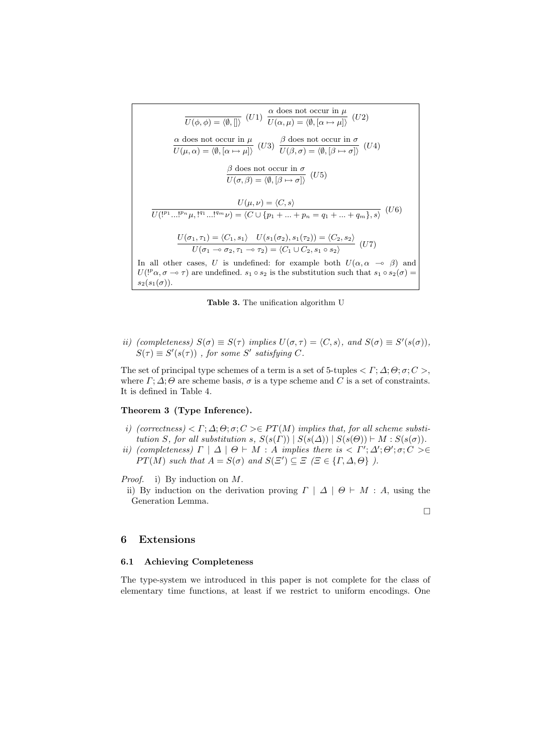$$\frac{}{U(\phi,\phi)=\langle\emptyset,[]\rangle}\ (U1)\qquad \frac{\alpha \text{ does not occur in } \mu}{U(\alpha,\mu)=\langle\emptyset,[\alpha\mapsto\mu]\rangle}\ (U2)$$

$$\frac{\alpha \text{ does not occur in } \mu}{U(\mu,\alpha)=\langle\emptyset,[\alpha\mapsto\mu]\rangle}\ (U3)\qquad \frac{\beta \text{ does not occur in } \sigma}{U(\beta,\sigma)=\langle\emptyset,[\beta\mapsto\sigma]\rangle}\ (U4)$$

$$\frac{\beta \text{ does not occur in } \sigma}{U(\sigma,\beta)=\langle\emptyset,[\beta\mapsto\sigma]\rangle}\ (U5)$$

$$\frac{U(\mu,\nu)=\langle C,s\rangle}{U(!^{p_1}...!^{p_n}\mu,!^{q_1}...!^{q_m}\nu)=\langle C\cup\{p_1+...+p_n=q_1+...+q_m\},s\rangle}\ (U6)$$

$$\frac{U(\sigma_1,\tau_1)=\langle C_1,s_1\rangle \quad U(s_1(\sigma_2),s_1(\tau_2))=\langle C_2,s_2\rangle}{U(\sigma_1\multimap\sigma_2,\tau_1\multimap\tau_2)=\langle C_1\cup C_2,s_1\circ s_2\rangle}\ (U7)$$

In all other cases, $U$ is undefined: for example both $U(\alpha,\alpha\multimap\beta)$ and $U(!^p\alpha,\sigma\multimap\tau)$ are undefined. $s_1\circ s_2$ is the substitution such that $s_1\circ s_2(\sigma)=s_2(s_1(\sigma))$.

**Table 3.** The unification algorithm U

*ii) (completeness)* $S(\sigma)\equiv S(\tau)$ *implies* $U(\sigma,\tau)=\langle C,s\rangle$*, and* $S(\sigma)\equiv S'(s(\sigma))$*,* $S(\tau)\equiv S'(s(\tau))$ *, for some* $S'$ *satisfying* $C$.

The set of principal type schemes of a term is a set of 5-tuples $<\Gamma;\Delta;\Theta;\sigma;C>$, where $\Gamma;\Delta;\Theta$ are scheme basis, $\sigma$ is a type scheme and $C$ is a set of constraints. It is defined in Table 4.

**Theorem 3 (Type Inference).**

*i) (correctness)* $<\Gamma;\Delta;\Theta;\sigma;C>\in PT(M)$ *implies that, for all scheme substitution* $S$*, for all substitution* $s$*,* $S(s(\Gamma))\mid S(s(\Delta))\mid S(s(\Theta))\vdash M:S(s(\sigma))$.

*ii) (completeness)* $\Gamma\mid\Delta\mid\Theta\vdash M:A$ *implies there is* $<\Gamma';\Delta';\Theta';\sigma;C>\in PT(M)$ *such that* $A=S(\sigma)$ *and* $S(\Xi')\subseteq\Xi$ *(*$\Xi\in\{\Gamma,\Delta,\Theta\}$ *).*

*Proof.* i) By induction on $M$.

ii) By induction on the derivation proving $\Gamma\mid\Delta\mid\Theta\vdash M:A$, using the Generation Lemma.

□

## 6 Extensions

### 6.1 Achieving Completeness

The type-system we introduced in this paper is not complete for the class of elementary time functions, at least if we restrict to uniform encodings. One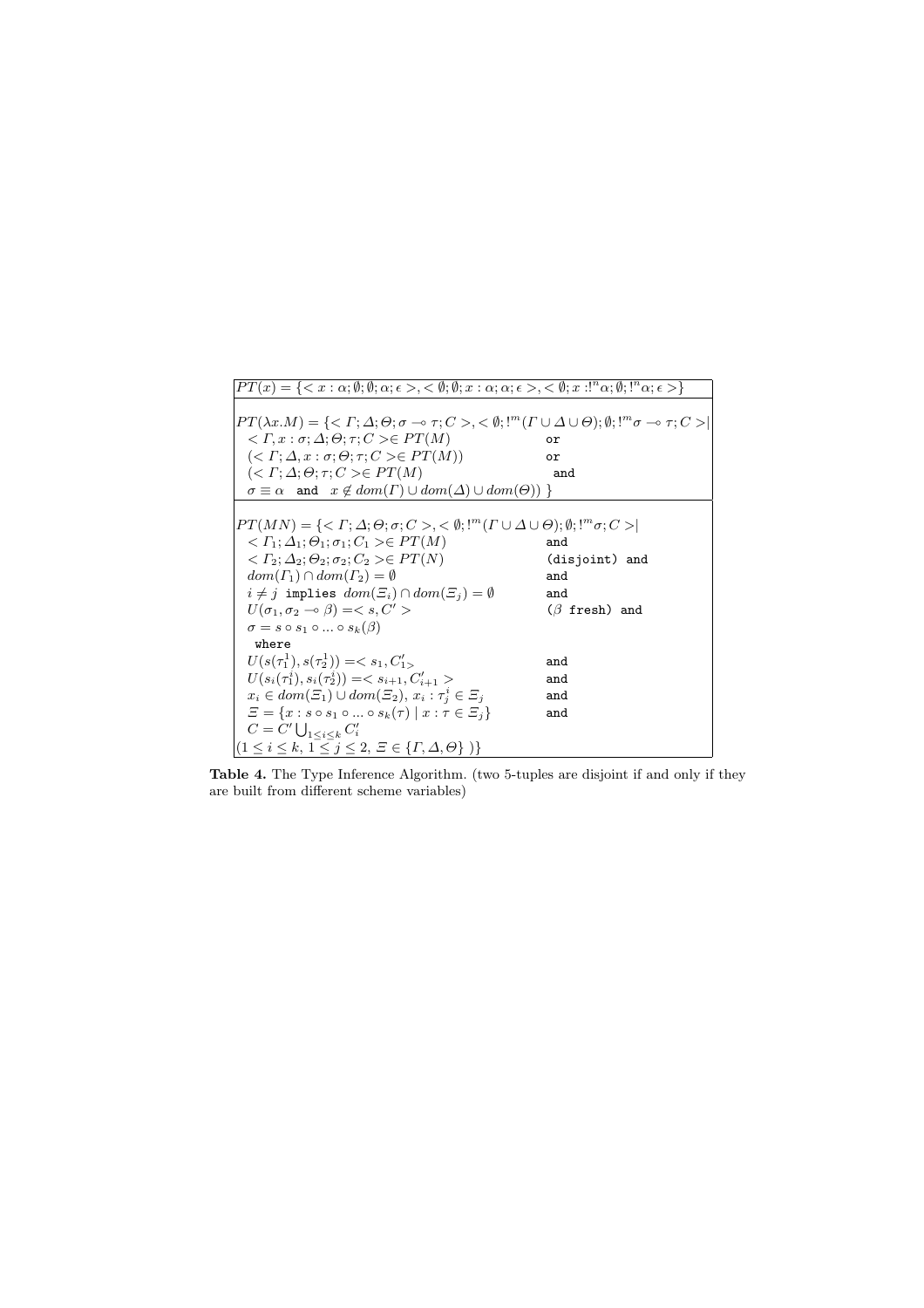$PT(x) = \{< x : \alpha; \emptyset; \emptyset; \alpha; \epsilon >, < \emptyset; \emptyset; x : \alpha; \alpha; \epsilon >, < \emptyset; x :!^n\alpha; \emptyset; !^n\alpha; \epsilon >\}$

---

$PT(\lambda x.M) = \{< \Gamma; \Delta; \Theta; \sigma \multimap \tau; C >, < \emptyset; !^m(\Gamma \cup \Delta \cup \Theta); \emptyset; !^m\sigma \multimap \tau; C > |$

| | |
|---|---|
| $< \Gamma, x : \sigma; \Delta; \Theta; \tau; C > \in PT(M)$ | or |
| $(< \Gamma; \Delta, x : \sigma; \Theta; \tau; C > \in PT(M))$ | or |
| $(< \Gamma; \Delta; \Theta; \tau; C > \in PT(M)$ | and |
| $\sigma \equiv \alpha$ and $x \notin dom(\Gamma) \cup dom(\Delta) \cup dom(\Theta))$ $\}$ | |

---

$PT(MN) = \{< \Gamma; \Delta; \Theta; \sigma; C >, < \emptyset; !^m(\Gamma \cup \Delta \cup \Theta); \emptyset; !^m\sigma; C > |$

| | |
|---|---|
| $< \Gamma_1; \Delta_1; \Theta_1; \sigma_1; C_1 > \in PT(M)$ | and |
| $< \Gamma_2; \Delta_2; \Theta_2; \sigma_2; C_2 > \in PT(N)$ | (disjoint) and |
| $dom(\Gamma_1) \cap dom(\Gamma_2) = \emptyset$ | and |
| $i \neq j$ implies $dom(\Xi_i) \cap dom(\Xi_j) = \emptyset$ | and |
| $U(\sigma_1, \sigma_2 \multimap \beta) = < s, C' >$ | ($\beta$ fresh) and |
| $\sigma = s \circ s_1 \circ ... \circ s_k(\beta)$ | |
| where | |
| $U(s(\tau_1^1), s(\tau_2^1)) = < s_1, C'_1 >$ | and |
| $U(s_i(\tau_1^i), s_i(\tau_2^i)) = < s_{i+1}, C'_{i+1} >$ | and |
| $x_i \in dom(\Xi_1) \cup dom(\Xi_2)$, $x_i : \tau_j^i \in \Xi_j$ | and |
| $\Xi = \{x : s \circ s_1 \circ ... \circ s_k(\tau) \mid x : \tau \in \Xi_j\}$ | and |
| $C = C' \bigcup_{1 \leq i \leq k} C'_i$ | |
| $(1 \leq i \leq k,\ 1 \leq j \leq 2,\ \Xi \in \{\Gamma, \Delta, \Theta\}\ )\}$ | |

**Table 4.** The Type Inference Algorithm. (two 5-tuples are disjoint if and only if they are built from different scheme variables)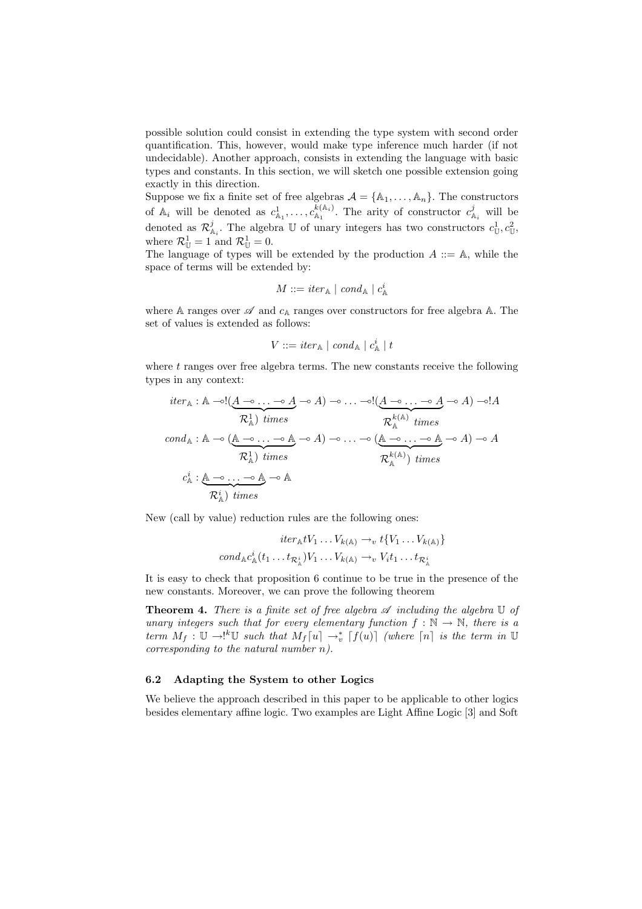possible solution could consist in extending the type system with second order quantification. This, however, would make type inference much harder (if not undecidable). Another approach, consists in extending the language with basic types and constants. In this section, we will sketch one possible extension going exactly in this direction.

Suppose we fix a finite set of free algebras $\mathcal{A} = \{\mathbb{A}_1, \ldots, \mathbb{A}_n\}$. The constructors of $\mathbb{A}_i$ will be denoted as $c^1_{\mathbb{A}_1}, \ldots, c^{k(\mathbb{A}_i)}_{\mathbb{A}_1}$. The arity of constructor $c^j_{\mathbb{A}_i}$ will be denoted as $\mathcal{R}^j_{\mathbb{A}_i}$. The algebra $\mathbb{U}$ of unary integers has two constructors $c^1_{\mathbb{U}}, c^2_{\mathbb{U}}$, where $\mathcal{R}^1_{\mathbb{U}} = 1$ and $\mathcal{R}^1_{\mathbb{U}} = 0$.

The language of types will be extended by the production $A ::= \mathbb{A}$, while the space of terms will be extended by:

$$M ::= \mathit{iter}_{\mathbb{A}} \mid \mathit{cond}_{\mathbb{A}} \mid c^i_{\mathbb{A}}$$

where $\mathbb{A}$ ranges over $\mathscr{A}$ and $c_{\mathbb{A}}$ ranges over constructors for free algebra $\mathbb{A}$. The set of values is extended as follows:

$$V ::= \mathit{iter}_{\mathbb{A}} \mid \mathit{cond}_{\mathbb{A}} \mid c^i_{\mathbb{A}} \mid t$$

where $t$ ranges over free algebra terms. The new constants receive the following types in any context:

$$\mathit{iter}_{\mathbb{A}} : \mathbb{A} \multimap !(\underbrace{A \multimap \ldots \multimap A}_{\mathcal{R}^1_{\mathbb{A}})\ \mathit{times}} \multimap A) \multimap \ldots \multimap !(\underbrace{A \multimap \ldots \multimap A}_{\mathcal{R}^{k(\mathbb{A})}_{\mathbb{A}}\ \mathit{times}} \multimap A) \multimap !A$$

$$\mathit{cond}_{\mathbb{A}} : \mathbb{A} \multimap (\underbrace{\mathbb{A} \multimap \ldots \multimap \mathbb{A}}_{\mathcal{R}^1_{\mathbb{A}})\ \mathit{times}} \multimap A) \multimap \ldots \multimap (\underbrace{\mathbb{A} \multimap \ldots \multimap \mathbb{A}}_{\mathcal{R}^{k(\mathbb{A})}_{\mathbb{A}})\ \mathit{times}} \multimap A) \multimap A$$

$$c^i_{\mathbb{A}} : \underbrace{\mathbb{A} \multimap \ldots \multimap \mathbb{A}}_{\mathcal{R}^i_{\mathbb{A}})\ \mathit{times}} \multimap \mathbb{A}$$

New (call by value) reduction rules are the following ones:

$$\mathit{iter}_{\mathbb{A}} t V_1 \ldots V_{k(\mathbb{A})} \rightarrow_v t\{V_1 \ldots V_{k(\mathbb{A})}\}$$

$$\mathit{cond}_{\mathbb{A}} c^i_{\mathbb{A}}(t_1 \ldots t_{\mathcal{R}^i_{\mathbb{A}}}) V_1 \ldots V_{k(\mathbb{A})} \rightarrow_v V_i t_1 \ldots t_{\mathcal{R}^i_{\mathbb{A}}}$$

It is easy to check that proposition 6 continue to be true in the presence of the new constants. Moreover, we can prove the following theorem

**Theorem 4.** *There is a finite set of free algebra $\mathscr{A}$ including the algebra $\mathbb{U}$ of unary integers such that for every elementary function $f : \mathbb{N} \rightarrow \mathbb{N}$, there is a term $M_f : \mathbb{U} \multimap !^k\mathbb{U}$ such that $M_f \lceil u \rceil \rightarrow^*_v \lceil f(u) \rceil$ (where $\lceil n \rceil$ is the term in $\mathbb{U}$ corresponding to the natural number $n$).*

### 6.2 Adapting the System to other Logics

We believe the approach described in this paper to be applicable to other logics besides elementary affine logic. Two examples are Light Affine Logic [3] and Soft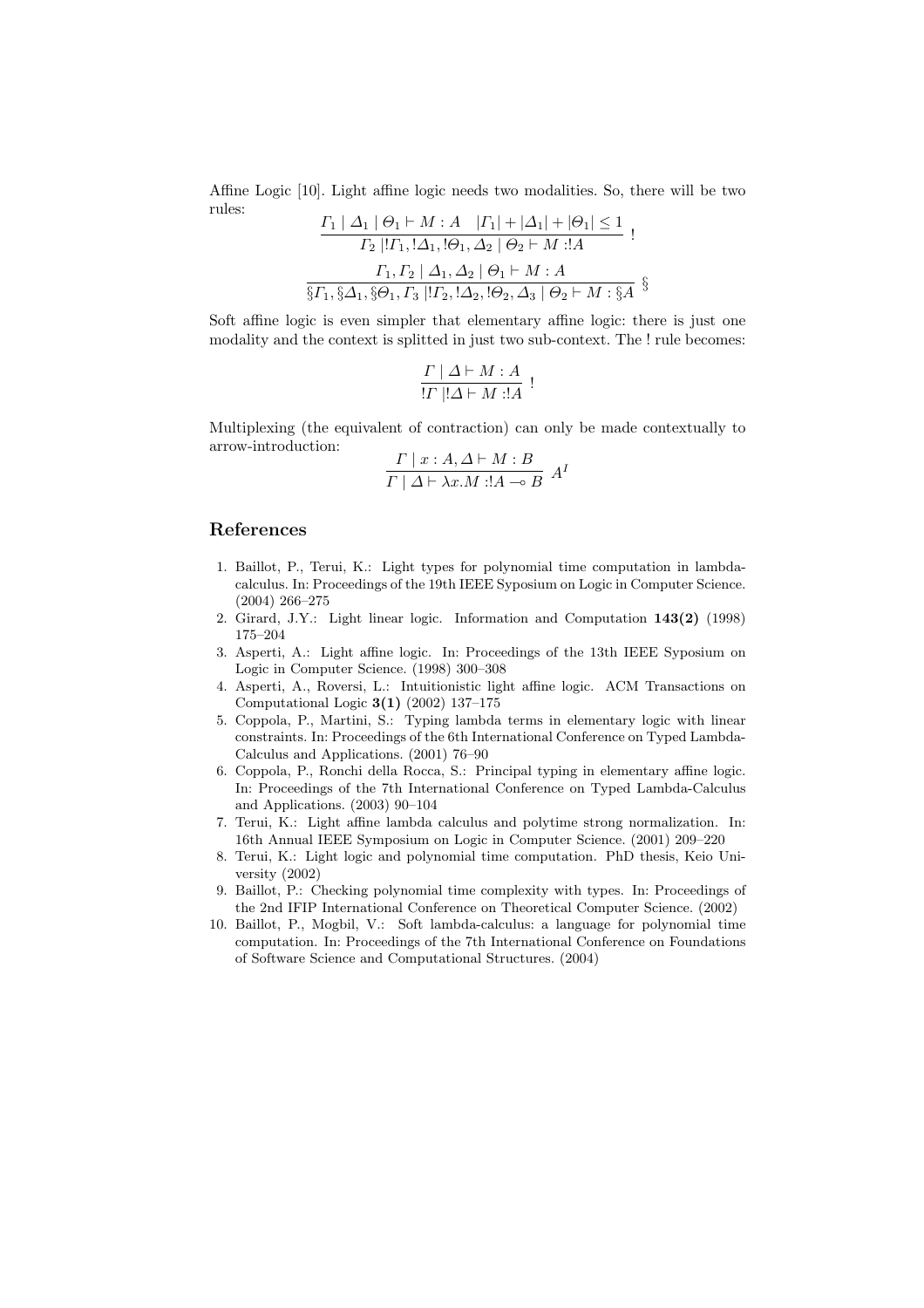Affine Logic [10]. Light affine logic needs two modalities. So, there will be two rules:

$$\frac{\Gamma_1 \mid \Delta_1 \mid \Theta_1 \vdash M : A \quad |\Gamma_1| + |\Delta_1| + |\Theta_1| \leq 1}{\Gamma_2 \mid !\Gamma_1, !\Delta_1, !\Theta_1, \Delta_2 \mid \Theta_2 \vdash M :!A} \; !$$

$$\frac{\Gamma_1, \Gamma_2 \mid \Delta_1, \Delta_2 \mid \Theta_1 \vdash M : A}{\S\Gamma_1, \S\Delta_1, \S\Theta_1, \Gamma_3 \mid !\Gamma_2, !\Delta_2, !\Theta_2, \Delta_3 \mid \Theta_2 \vdash M : \S A} \; \S$$

Soft affine logic is even simpler that elementary affine logic: there is just one modality and the context is splitted in just two sub-context. The ! rule becomes:

$$\frac{\Gamma \mid \Delta \vdash M : A}{!\Gamma \mid !\Delta \vdash M :!A} \; !$$

Multiplexing (the equivalent of contraction) can only be made contextually to arrow-introduction:

$$\frac{\Gamma \mid x : A, \Delta \vdash M : B}{\Gamma \mid \Delta \vdash \lambda x.M :!A \multimap B} \; A^I$$

## References

1. Baillot, P., Terui, K.: Light types for polynomial time computation in lambda-calculus. In: Proceedings of the 19th IEEE Syposium on Logic in Computer Science. (2004) 266–275
2. Girard, J.Y.: Light linear logic. Information and Computation **143(2)** (1998) 175–204
3. Asperti, A.: Light affine logic. In: Proceedings of the 13th IEEE Syposium on Logic in Computer Science. (1998) 300–308
4. Asperti, A., Roversi, L.: Intuitionistic light affine logic. ACM Transactions on Computational Logic **3(1)** (2002) 137–175
5. Coppola, P., Martini, S.: Typing lambda terms in elementary logic with linear constraints. In: Proceedings of the 6th International Conference on Typed Lambda-Calculus and Applications. (2001) 76–90
6. Coppola, P., Ronchi della Rocca, S.: Principal typing in elementary affine logic. In: Proceedings of the 7th International Conference on Typed Lambda-Calculus and Applications. (2003) 90–104
7. Terui, K.: Light affine lambda calculus and polytime strong normalization. In: 16th Annual IEEE Symposium on Logic in Computer Science. (2001) 209–220
8. Terui, K.: Light logic and polynomial time computation. PhD thesis, Keio University (2002)
9. Baillot, P.: Checking polynomial time complexity with types. In: Proceedings of the 2nd IFIP International Conference on Theoretical Computer Science. (2002)
10. Baillot, P., Mogbil, V.: Soft lambda-calculus: a language for polynomial time computation. In: Proceedings of the 7th International Conference on Foundations of Software Science and Computational Structures. (2004)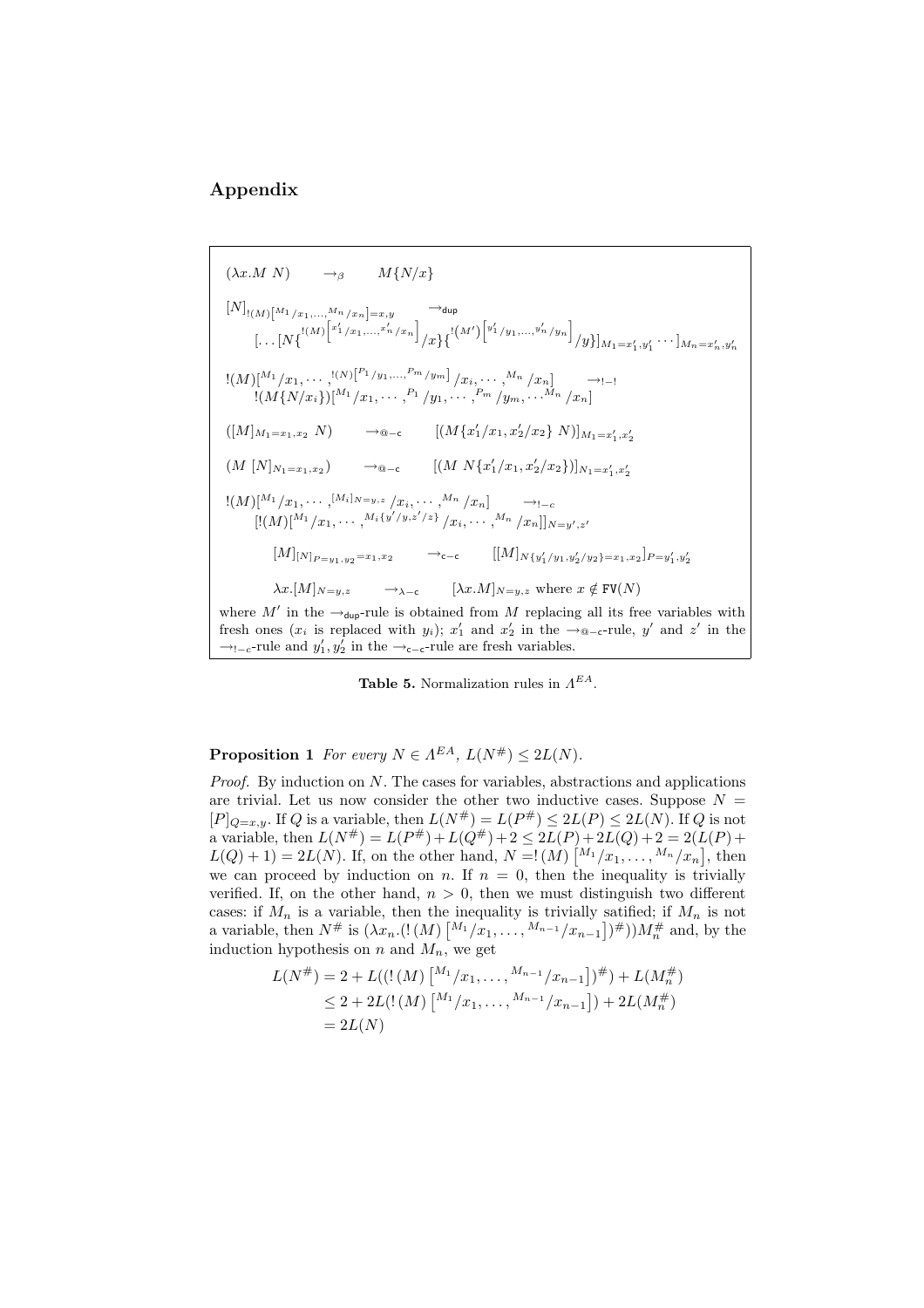## Appendix

$$(\lambda x.M\ N) \quad \to_\beta \quad M\{N/x\}$$

$$[N]_{!(M)\left[^{M_1}/x_1,\ldots,^{M_n}/x_n\right]=x,y} \quad \to_{\mathsf{dup}}$$
$$[\ldots[N\{^{!(M)\left[^{x_1'}/x_1,\ldots,^{x_n'}/x_n\right]}/x\}\{^{!(M')\left[^{y_1'}/y_1,\ldots,^{y_n'}/y_n\right]}/y\}]_{M_1=x_1',y_1'}\cdots]_{M_n=x_n',y_n'}$$

$$!(M)\left[^{M_1}/x_1,\cdots,^{!(N)\left[^{P_1}/y_1,\ldots,^{P_m}/y_m\right]}/x_i,\cdots,^{M_n}/x_n\right] \quad \to_{!-!}$$
$$!(M\{N/x_i\})\left[^{M_1}/x_1,\cdots,^{P_1}/y_1,\cdots,^{P_m}/y_m,\cdots^{M_n}/x_n\right]$$

$$([M]_{M_1=x_1,x_2}\ N) \quad \to_{@-\mathsf{c}} \quad [(M\{x_1'/x_1,x_2'/x_2\}\ N)]_{M_1=x_1',x_2'}$$

$$(M\ [N]_{N_1=x_1,x_2}) \quad \to_{@-\mathsf{c}} \quad [(M\ N\{x_1'/x_1,x_2'/x_2\})]_{N_1=x_1',x_2'}$$

$$!(M)\left[^{M_1}/x_1,\cdots,^{[M_i]_{N=y,z}}/x_i,\cdots,^{M_n}/x_n\right] \quad \to_{!-c}$$
$$[!(M)\left[^{M_1}/x_1,\cdots,^{M_i\{y'/y,z'/z\}}/x_i,\cdots,^{M_n}/x_n\right]]_{N=y',z'}$$

$$[M]_{[N]_{P=y_1,y_2}=x_1,x_2} \quad \to_{\mathsf{c-c}} \quad [[M]_{N\{y_1'/y_1,y_2'/y_2\}=x_1,x_2}]_{P=y_1',y_2'}$$

$$\lambda x.[M]_{N=y,z} \quad \to_{\lambda-\mathsf{c}} \quad [\lambda x.M]_{N=y,z} \text{ where } x \notin \mathtt{FV}(N)$$

where $M'$ in the $\to_{\mathsf{dup}}$-rule is obtained from $M$ replacing all its free variables with fresh ones ($x_i$ is replaced with $y_i$); $x_1'$ and $x_2'$ in the $\to_{@-\mathsf{c}}$-rule, $y'$ and $z'$ in the $\to_{!-c}$-rule and $y_1', y_2'$ in the $\to_{\mathsf{c-c}}$-rule are fresh variables.

**Table 5.** Normalization rules in $\Lambda^{EA}$.

**Proposition 1** *For every $N \in \Lambda^{EA}$, $L(N^\#) \leq 2L(N)$.*

*Proof.* By induction on $N$. The cases for variables, abstractions and applications are trivial. Let us now consider the other two inductive cases. Suppose $N = [P]_{Q=x,y}$. If $Q$ is a variable, then $L(N^\#) = L(P^\#) \leq 2L(P) \leq 2L(N)$. If $Q$ is not a variable, then $L(N^\#) = L(P^\#) + L(Q^\#) + 2 \leq 2L(P) + 2L(Q) + 2 = 2(L(P) + L(Q) + 1) = 2L(N)$. If, on the other hand, $N = !\,(M)\left[^{M_1}/x_1,\ldots,^{M_n}/x_n\right]$, then we can proceed by induction on $n$. If $n = 0$, then the inequality is trivially verified. If, on the other hand, $n > 0$, then we must distinguish two different cases: if $M_n$ is a variable, then the inequality is trivially satified; if $M_n$ is not a variable, then $N^\#$ is $(\lambda x_n.(!\,(M)\left[^{M_1}/x_1,\ldots,^{M_{n-1}}/x_{n-1}\right])^\#))M_n^\#$ and, by the induction hypothesis on $n$ and $M_n$, we get

$$\begin{aligned}
L(N^\#) &= 2 + L((!\,(M)\left[^{M_1}/x_1,\ldots,^{M_{n-1}}/x_{n-1}\right])^\#) + L(M_n^\#) \\
&\leq 2 + 2L(!\,(M)\left[^{M_1}/x_1,\ldots,^{M_{n-1}}/x_{n-1}\right]) + 2L(M_n^\#) \\
&= 2L(N)
\end{aligned}$$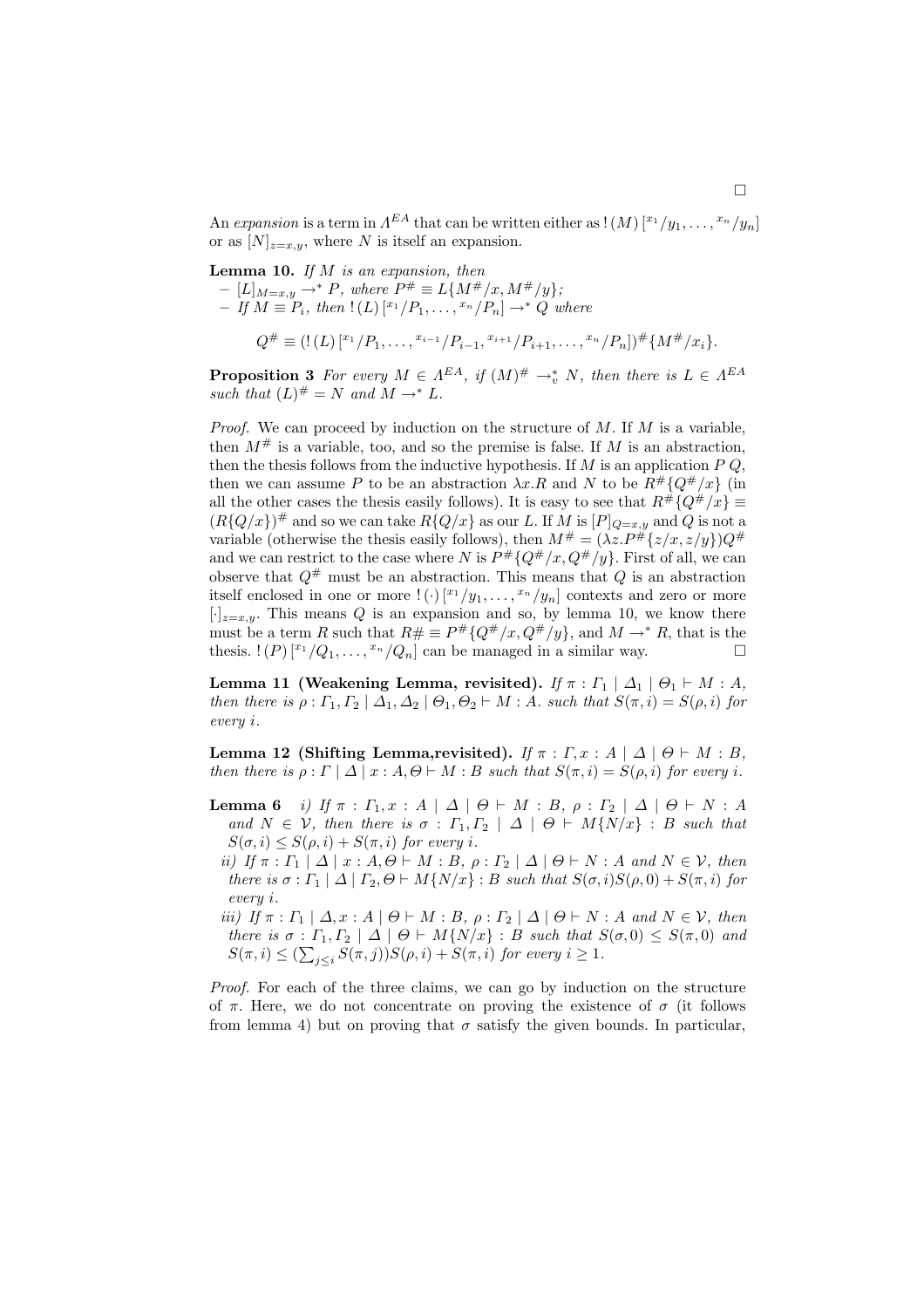□

An *expansion* is a term in $\Lambda^{EA}$ that can be written either as $!\,(M)\,[^{x_1}/y_1,\ldots,{}^{x_n}/y_n]$ or as $[N]_{z=x,y}$, where $N$ is itself an expansion.

**Lemma 10.** *If $M$ is an expansion, then*

- $[L]_{M=x,y} \rightarrow^* P$*, where* $P^\# \equiv L\{M^\#/x, M^\#/y\}$*;*
- *If* $M \equiv P_i$*, then* $!\,(L)\,[^{x_1}/P_1,\ldots,{}^{x_n}/P_n] \rightarrow^* Q$ *where*

$$Q^\# \equiv (!\,(L)\,[^{x_1}/P_1,\ldots,{}^{x_{i-1}}/P_{i-1},{}^{x_{i+1}}/P_{i+1},\ldots,{}^{x_n}/P_n])^\#\{M^\#/x_i\}.$$

**Proposition 3** *For every $M \in \Lambda^{EA}$, if $(M)^\# \rightarrow_v^* N$, then there is $L \in \Lambda^{EA}$ such that $(L)^\# = N$ and $M \rightarrow^* L$.*

*Proof.* We can proceed by induction on the structure of $M$. If $M$ is a variable, then $M^\#$ is a variable, too, and so the premise is false. If $M$ is an abstraction, then the thesis follows from the inductive hypothesis. If $M$ is an application $P\,Q$, then we can assume $P$ to be an abstraction $\lambda x.R$ and $N$ to be $R^\#\{Q^\#/x\}$ (in all the other cases the thesis easily follows). It is easy to see that $R^\#\{Q^\#/x\} \equiv (R\{Q/x\})^\#$ and so we can take $R\{Q/x\}$ as our $L$. If $M$ is $[P]_{Q=x,y}$ and $Q$ is not a variable (otherwise the thesis easily follows), then $M^\# = (\lambda z.P^\#\{z/x, z/y\})Q^\#$ and we can restrict to the case where $N$ is $P^\#\{Q^\#/x, Q^\#/y\}$. First of all, we can observe that $Q^\#$ must be an abstraction. This means that $Q$ is an abstraction itself enclosed in one or more $!\,(\cdot)\,[^{x_1}/y_1,\ldots,{}^{x_n}/y_n]$ contexts and zero or more $[\cdot]_{z=x,y}$. This means $Q$ is an expansion and so, by lemma 10, we know there must be a term $R$ such that $R\# \equiv P^\#\{Q^\#/x, Q^\#/y\}$, and $M \rightarrow^* R$, that is the thesis. $!\,(P)\,[^{x_1}/Q_1,\ldots,{}^{x_n}/Q_n]$ can be managed in a similar way. □

**Lemma 11 (Weakening Lemma, revisited).** *If $\pi : \Gamma_1 \mid \Delta_1 \mid \Theta_1 \vdash M : A$, then there is $\rho : \Gamma_1, \Gamma_2 \mid \Delta_1, \Delta_2 \mid \Theta_1, \Theta_2 \vdash M : A$. such that $S(\pi, i) = S(\rho, i)$ for every $i$.*

**Lemma 12 (Shifting Lemma,revisited).** *If $\pi : \Gamma, x : A \mid \Delta \mid \Theta \vdash M : B$, then there is $\rho : \Gamma \mid \Delta \mid x : A, \Theta \vdash M : B$ such that $S(\pi, i) = S(\rho, i)$ for every $i$.*

**Lemma 6** *i) If $\pi : \Gamma_1, x : A \mid \Delta \mid \Theta \vdash M : B$, $\rho : \Gamma_2 \mid \Delta \mid \Theta \vdash N : A$ and $N \in \mathcal{V}$, then there is $\sigma : \Gamma_1, \Gamma_2 \mid \Delta \mid \Theta \vdash M\{N/x\} : B$ such that $S(\sigma, i) \leq S(\rho, i) + S(\pi, i)$ for every $i$.*

*ii) If $\pi : \Gamma_1 \mid \Delta \mid x : A, \Theta \vdash M : B$, $\rho : \Gamma_2 \mid \Delta \mid \Theta \vdash N : A$ and $N \in \mathcal{V}$, then there is $\sigma : \Gamma_1 \mid \Delta \mid \Gamma_2, \Theta \vdash M\{N/x\} : B$ such that $S(\sigma, i)S(\rho, 0) + S(\pi, i)$ for every $i$.*

*iii) If $\pi : \Gamma_1 \mid \Delta, x : A \mid \Theta \vdash M : B$, $\rho : \Gamma_2 \mid \Delta \mid \Theta \vdash N : A$ and $N \in \mathcal{V}$, then there is $\sigma : \Gamma_1, \Gamma_2 \mid \Delta \mid \Theta \vdash M\{N/x\} : B$ such that $S(\sigma, 0) \leq S(\pi, 0)$ and $S(\pi, i) \leq (\sum_{j \leq i} S(\pi, j))S(\rho, i) + S(\pi, i)$ for every $i \geq 1$.*

*Proof.* For each of the three claims, we can go by induction on the structure of $\pi$. Here, we do not concentrate on proving the existence of $\sigma$ (it follows from lemma 4) but on proving that $\sigma$ satisfy the given bounds. In particular,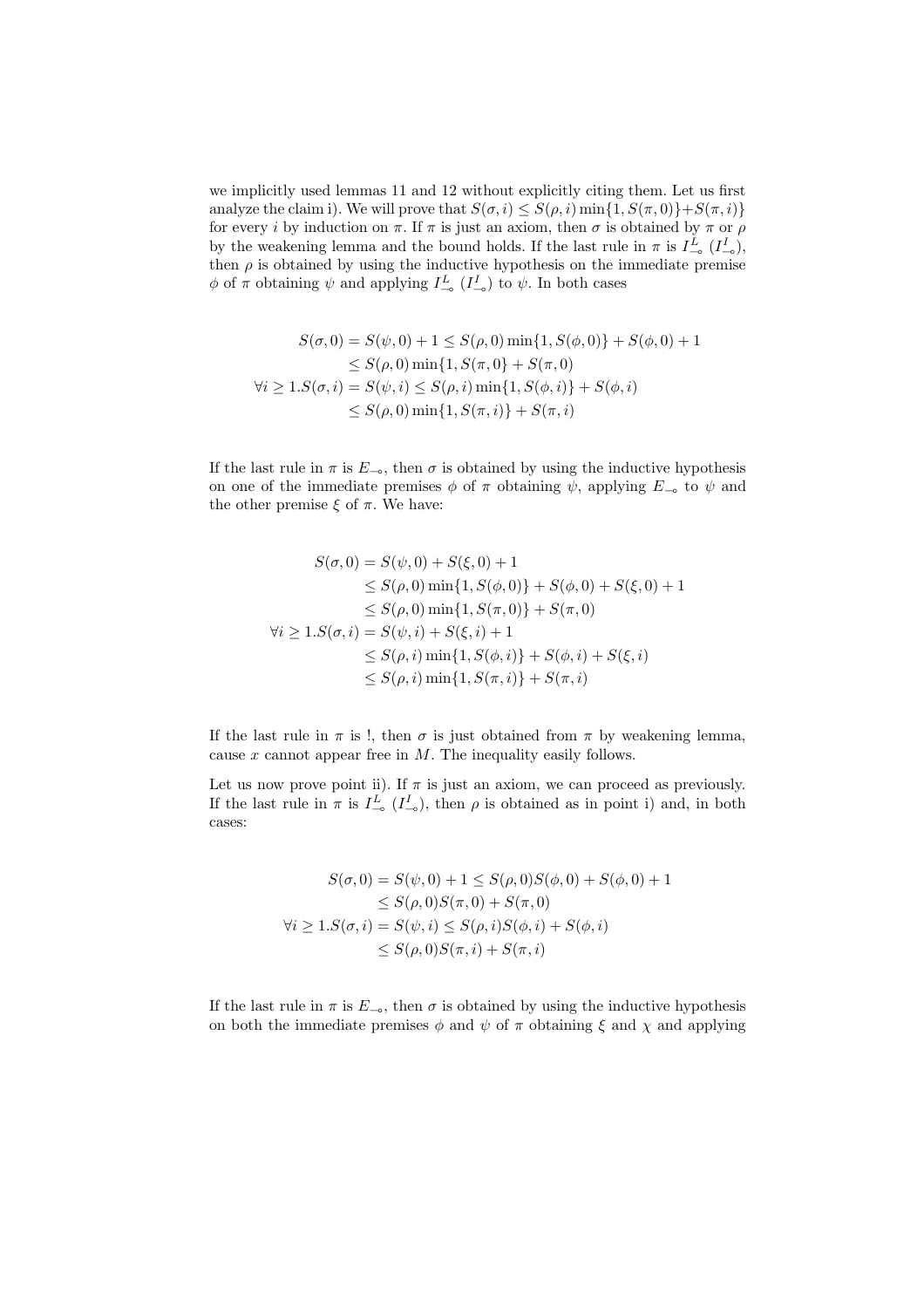we implicitly used lemmas 11 and 12 without explicitly citing them. Let us first analyze the claim i). We will prove that $S(\sigma, i) \leq S(\rho, i) \min\{1, S(\pi, 0)\} + S(\pi, i)\}$ for every $i$ by induction on $\pi$. If $\pi$ is just an axiom, then $\sigma$ is obtained by $\pi$ or $\rho$ by the weakening lemma and the bound holds. If the last rule in $\pi$ is $I^L_{\multimap}$ ($I^I_{\multimap}$), then $\rho$ is obtained by using the inductive hypothesis on the immediate premise $\phi$ of $\pi$ obtaining $\psi$ and applying $I^L_{\multimap}$ ($I^I_{\multimap}$) to $\psi$. In both cases

$$
\begin{aligned}
S(\sigma, 0) &= S(\psi, 0) + 1 \leq S(\rho, 0) \min\{1, S(\phi, 0)\} + S(\phi, 0) + 1 \\
&\leq S(\rho, 0) \min\{1, S(\pi, 0\} + S(\pi, 0) \\
\forall i \geq 1. S(\sigma, i) &= S(\psi, i) \leq S(\rho, i) \min\{1, S(\phi, i)\} + S(\phi, i) \\
&\leq S(\rho, 0) \min\{1, S(\pi, i)\} + S(\pi, i)
\end{aligned}
$$

If the last rule in $\pi$ is $E_{\multimap}$, then $\sigma$ is obtained by using the inductive hypothesis on one of the immediate premises $\phi$ of $\pi$ obtaining $\psi$, applying $E_{\multimap}$ to $\psi$ and the other premise $\xi$ of $\pi$. We have:

$$
\begin{aligned}
S(\sigma, 0) &= S(\psi, 0) + S(\xi, 0) + 1 \\
&\leq S(\rho, 0) \min\{1, S(\phi, 0)\} + S(\phi, 0) + S(\xi, 0) + 1 \\
&\leq S(\rho, 0) \min\{1, S(\pi, 0)\} + S(\pi, 0) \\
\forall i \geq 1. S(\sigma, i) &= S(\psi, i) + S(\xi, i) + 1 \\
&\leq S(\rho, i) \min\{1, S(\phi, i)\} + S(\phi, i) + S(\xi, i) \\
&\leq S(\rho, i) \min\{1, S(\pi, i)\} + S(\pi, i)
\end{aligned}
$$

If the last rule in $\pi$ is !, then $\sigma$ is just obtained from $\pi$ by weakening lemma, cause $x$ cannot appear free in $M$. The inequality easily follows.

Let us now prove point ii). If $\pi$ is just an axiom, we can proceed as previously. If the last rule in $\pi$ is $I^L_{\multimap}$ ($I^I_{\multimap}$), then $\rho$ is obtained as in point i) and, in both cases:

$$
\begin{aligned}
S(\sigma, 0) &= S(\psi, 0) + 1 \leq S(\rho, 0) S(\phi, 0) + S(\phi, 0) + 1 \\
&\leq S(\rho, 0) S(\pi, 0) + S(\pi, 0) \\
\forall i \geq 1. S(\sigma, i) &= S(\psi, i) \leq S(\rho, i) S(\phi, i) + S(\phi, i) \\
&\leq S(\rho, 0) S(\pi, i) + S(\pi, i)
\end{aligned}
$$

If the last rule in $\pi$ is $E_{\multimap}$, then $\sigma$ is obtained by using the inductive hypothesis on both the immediate premises $\phi$ and $\psi$ of $\pi$ obtaining $\xi$ and $\chi$ and applying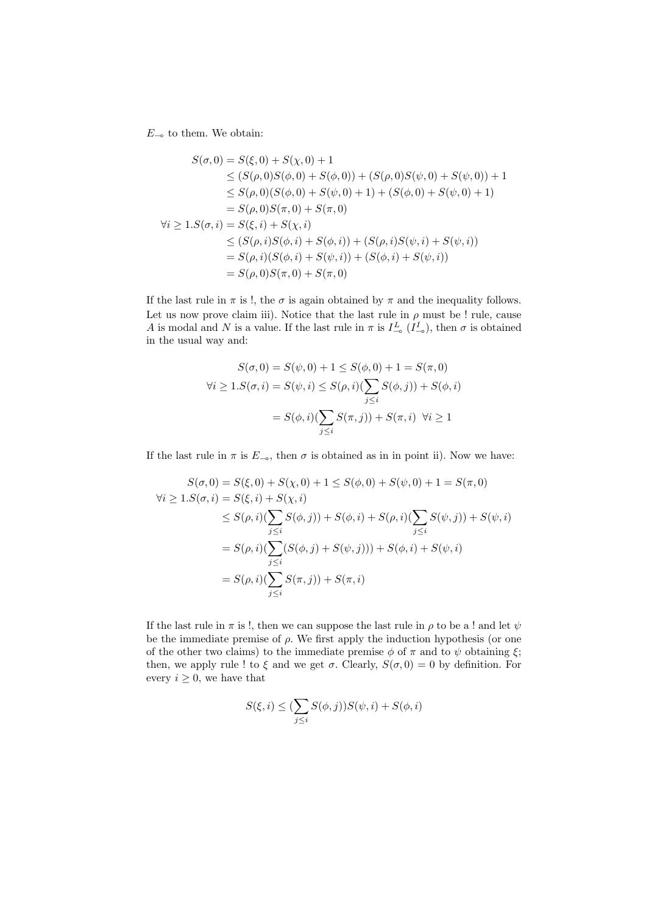$E_{\multimap}$ to them. We obtain:

$$
\begin{aligned}
S(\sigma,0) &= S(\xi,0)+S(\chi,0)+1\\
&\leq (S(\rho,0)S(\phi,0)+S(\phi,0))+(S(\rho,0)S(\psi,0)+S(\psi,0))+1\\
&\leq S(\rho,0)(S(\phi,0)+S(\psi,0)+1)+(S(\phi,0)+S(\psi,0)+1)\\
&= S(\rho,0)S(\pi,0)+S(\pi,0)\\
\forall i\geq 1.S(\sigma,i) &= S(\xi,i)+S(\chi,i)\\
&\leq (S(\rho,i)S(\phi,i)+S(\phi,i))+(S(\rho,i)S(\psi,i)+S(\psi,i))\\
&= S(\rho,i)(S(\phi,i)+S(\psi,i))+(S(\phi,i)+S(\psi,i))\\
&= S(\rho,0)S(\pi,0)+S(\pi,0)
\end{aligned}
$$

If the last rule in $\pi$ is !, the $\sigma$ is again obtained by $\pi$ and the inequality follows. Let us now prove claim iii). Notice that the last rule in $\rho$ must be ! rule, cause $A$ is modal and $N$ is a value. If the last rule in $\pi$ is $I^L_{\multimap}$ ($I^I_{\multimap}$), then $\sigma$ is obtained in the usual way and:

$$
\begin{aligned}
S(\sigma,0) = S(\psi,0)+1 &\leq S(\phi,0)+1 = S(\pi,0)\\
\forall i\geq 1.S(\sigma,i) = S(\psi,i) &\leq S(\rho,i)(\sum_{j\leq i}S(\phi,j))+S(\phi,i)\\
&= S(\phi,i)(\sum_{j\leq i}S(\pi,j))+S(\pi,i)\ \ \forall i\geq 1
\end{aligned}
$$

If the last rule in $\pi$ is $E_{\multimap}$, then $\sigma$ is obtained as in in point ii). Now we have:

$$
\begin{aligned}
S(\sigma,0) &= S(\xi,0)+S(\chi,0)+1 \leq S(\phi,0)+S(\psi,0)+1 = S(\pi,0)\\
\forall i\geq 1.S(\sigma,i) &= S(\xi,i)+S(\chi,i)\\
&\leq S(\rho,i)(\sum_{j\leq i}S(\phi,j))+S(\phi,i)+S(\rho,i)(\sum_{j\leq i}S(\psi,j))+S(\psi,i)\\
&= S(\rho,i)(\sum_{j\leq i}(S(\phi,j)+S(\psi,j)))+S(\phi,i)+S(\psi,i)\\
&= S(\rho,i)(\sum_{j\leq i}S(\pi,j))+S(\pi,i)
\end{aligned}
$$

If the last rule in $\pi$ is !, then we can suppose the last rule in $\rho$ to be a ! and let $\psi$ be the immediate premise of $\rho$. We first apply the induction hypothesis (or one of the other two claims) to the immediate premise $\phi$ of $\pi$ and to $\psi$ obtaining $\xi$; then, we apply rule ! to $\xi$ and we get $\sigma$. Clearly, $S(\sigma,0)=0$ by definition. For every $i\geq 0$, we have that

$$
S(\xi,i)\leq (\sum_{j\leq i}S(\phi,j))S(\psi,i)+S(\phi,i)
$$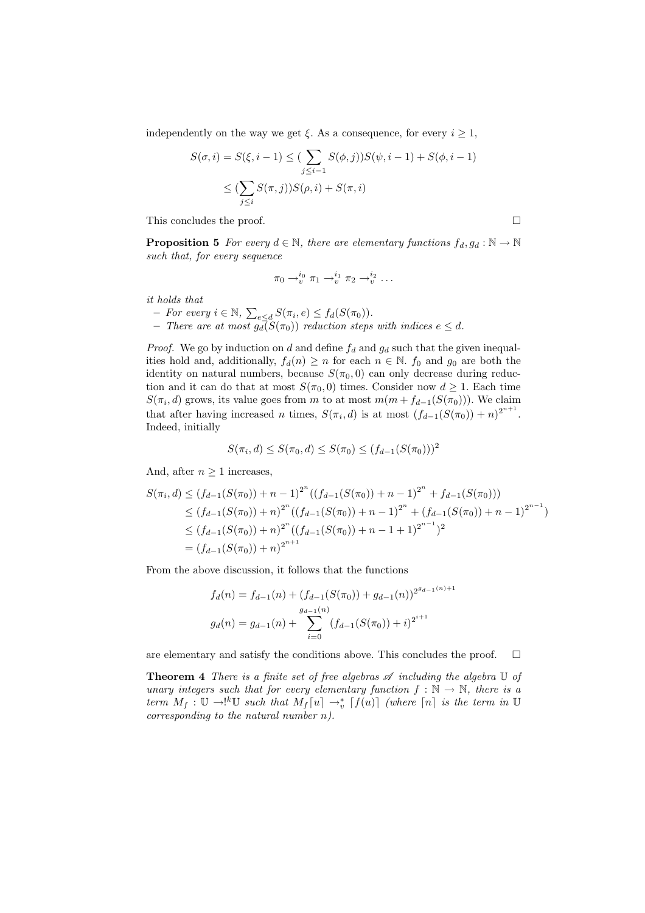independently on the way we get $\xi$. As a consequence, for every $i \geq 1$,

$$
\begin{aligned}
S(\sigma, i) = S(\xi, i-1) &\leq (\sum_{j \leq i-1} S(\phi, j)) S(\psi, i-1) + S(\phi, i-1) \\
&\leq (\sum_{j \leq i} S(\pi, j)) S(\rho, i) + S(\pi, i)
\end{aligned}
$$

This concludes the proof. $\square$

**Proposition 5** *For every $d \in \mathbb{N}$, there are elementary functions $f_d, g_d : \mathbb{N} \to \mathbb{N}$ such that, for every sequence*

$$
\pi_0 \to_v^{i_0} \pi_1 \to_v^{i_1} \pi_2 \to_v^{i_2} \ldots
$$

*it holds that*

- *For every $i \in \mathbb{N}$, $\sum_{e \leq d} S(\pi_i, e) \leq f_d(S(\pi_0))$.*
- *There are at most $g_d(S(\pi_0))$ reduction steps with indices $e \leq d$.*

*Proof.* We go by induction on $d$ and define $f_d$ and $g_d$ such that the given inequalities hold and, additionally, $f_d(n) \geq n$ for each $n \in \mathbb{N}$. $f_0$ and $g_0$ are both the identity on natural numbers, because $S(\pi_0, 0)$ can only decrease during reduction and it can do that at most $S(\pi_0, 0)$ times. Consider now $d \geq 1$. Each time $S(\pi_i, d)$ grows, its value goes from $m$ to at most $m(m + f_{d-1}(S(\pi_0)))$. We claim that after having increased $n$ times, $S(\pi_i, d)$ is at most $(f_{d-1}(S(\pi_0)) + n)^{2^{n+1}}$. Indeed, initially

$$
S(\pi_i, d) \leq S(\pi_0, d) \leq S(\pi_0) \leq (f_{d-1}(S(\pi_0)))^2
$$

And, after $n \geq 1$ increases,

$$
\begin{aligned}
S(\pi_i, d) &\leq (f_{d-1}(S(\pi_0)) + n - 1)^{2^n} ((f_{d-1}(S(\pi_0)) + n - 1)^{2^n} + f_{d-1}(S(\pi_0))) \\
&\leq (f_{d-1}(S(\pi_0)) + n)^{2^n} ((f_{d-1}(S(\pi_0)) + n - 1)^{2^n} + (f_{d-1}(S(\pi_0)) + n - 1)^{2^{n-1}}) \\
&\leq (f_{d-1}(S(\pi_0)) + n)^{2^n} ((f_{d-1}(S(\pi_0)) + n - 1 + 1)^{2^{n-1}})^2 \\
&= (f_{d-1}(S(\pi_0)) + n)^{2^{n+1}}
\end{aligned}
$$

From the above discussion, it follows that the functions

$$
\begin{aligned}
f_d(n) &= f_{d-1}(n) + (f_{d-1}(S(\pi_0)) + g_{d-1}(n))^{2^{g_{d-1}(n)+1}} \\
g_d(n) &= g_{d-1}(n) + \sum_{i=0}^{g_{d-1}(n)} (f_{d-1}(S(\pi_0)) + i)^{2^{i+1}}
\end{aligned}
$$

are elementary and satisfy the conditions above. This concludes the proof. $\square$

**Theorem 4** *There is a finite set of free algebras $\mathscr{A}$ including the algebra $\mathbb{U}$ of unary integers such that for every elementary function $f : \mathbb{N} \to \mathbb{N}$, there is a term $M_f : \mathbb{U} \to !^k\mathbb{U}$ such that $M_f \lceil u \rceil \to_v^* \lceil f(u) \rceil$ (where $\lceil n \rceil$ is the term in $\mathbb{U}$ corresponding to the natural number $n$).*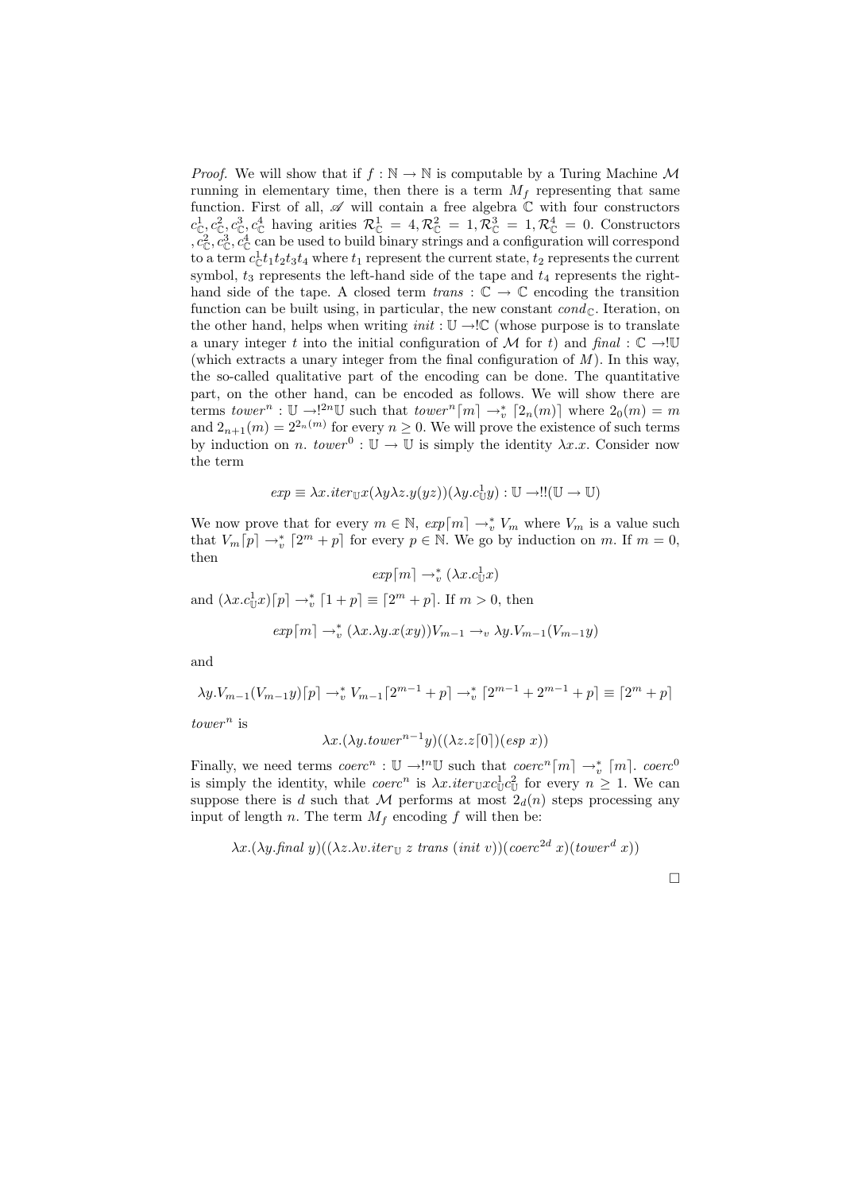*Proof.* We will show that if $f : \mathbb{N} \to \mathbb{N}$ is computable by a Turing Machine $\mathcal{M}$ running in elementary time, then there is a term $M_f$ representing that same function. First of all, $\mathscr{A}$ will contain a free algebra $\mathbb{C}$ with four constructors $c^1_{\mathbb{C}}, c^2_{\mathbb{C}}, c^3_{\mathbb{C}}, c^4_{\mathbb{C}}$ having arities $\mathcal{R}^1_{\mathbb{C}} = 4, \mathcal{R}^2_{\mathbb{C}} = 1, \mathcal{R}^3_{\mathbb{C}} = 1, \mathcal{R}^4_{\mathbb{C}} = 0$. Constructors $, c^2_{\mathbb{C}}, c^3_{\mathbb{C}}, c^4_{\mathbb{C}}$ can be used to build binary strings and a configuration will correspond to a term $c^1_{\mathbb{C}} t_1 t_2 t_3 t_4$ where $t_1$ represent the current state, $t_2$ represents the current symbol, $t_3$ represents the left-hand side of the tape and $t_4$ represents the right-hand side of the tape. A closed term $trans : \mathbb{C} \to \mathbb{C}$ encoding the transition function can be built using, in particular, the new constant $cond_{\mathbb{C}}$. Iteration, on the other hand, helps when writing $init : \mathbb{U} \to !\mathbb{C}$ (whose purpose is to translate a unary integer $t$ into the initial configuration of $\mathcal{M}$ for $t$) and $final : \mathbb{C} \to !\mathbb{U}$ (which extracts a unary integer from the final configuration of $M$). In this way, the so-called qualitative part of the encoding can be done. The quantitative part, on the other hand, can be encoded as follows. We will show there are terms $tower^n : \mathbb{U} \to !^{2n}\mathbb{U}$ such that $tower^n\lceil m\rceil \to^*_v \lceil 2_n(m)\rceil$ where $2_0(m) = m$ and $2_{n+1}(m) = 2^{2_n(m)}$ for every $n \geq 0$. We will prove the existence of such terms by induction on $n$. $tower^0 : \mathbb{U} \to \mathbb{U}$ is simply the identity $\lambda x.x$. Consider now the term

$$exp \equiv \lambda x.iter_{\mathbb{U}} x(\lambda y \lambda z.y(yz))(\lambda y.c^1_{\mathbb{U}} y) : \mathbb{U} \to !!(\mathbb{U} \to \mathbb{U})$$

We now prove that for every $m \in \mathbb{N}$, $exp\lceil m\rceil \to^*_v V_m$ where $V_m$ is a value such that $V_m\lceil p\rceil \to^*_v \lceil 2^m + p\rceil$ for every $p \in \mathbb{N}$. We go by induction on $m$. If $m = 0$, then

$$exp\lceil m\rceil \to^*_v (\lambda x.c^1_{\mathbb{U}} x)$$

and $(\lambda x.c^1_{\mathbb{U}} x)\lceil p\rceil \to^*_v \lceil 1 + p\rceil \equiv \lceil 2^m + p\rceil$. If $m > 0$, then

$$exp\lceil m\rceil \to^*_v (\lambda x.\lambda y.x(xy))V_{m-1} \to_v \lambda y.V_{m-1}(V_{m-1}y)$$

and

$$\lambda y.V_{m-1}(V_{m-1}y)\lceil p\rceil \to^*_v V_{m-1}\lceil 2^{m-1} + p\rceil \to^*_v \lceil 2^{m-1} + 2^{m-1} + p\rceil \equiv \lceil 2^m + p\rceil$$

$tower^n$ is

$$\lambda x.(\lambda y.tower^{n-1}y)((\lambda z.z\lceil 0\rceil)(esp\ x))$$

Finally, we need terms $coerc^n : \mathbb{U} \to !^n\mathbb{U}$ such that $coerc^n\lceil m\rceil \to^*_v \lceil m\rceil$. $coerc^0$ is simply the identity, while $coerc^n$ is $\lambda x.iter_{\mathbb{U}} x c^1_{\mathbb{U}} c^2_{\mathbb{U}}$ for every $n \geq 1$. We can suppose there is $d$ such that $\mathcal{M}$ performs at most $2_d(n)$ steps processing any input of length $n$. The term $M_f$ encoding $f$ will then be:

$$\lambda x.(\lambda y.final\ y)((\lambda z.\lambda v.iter_{\mathbb{U}}\ z\ trans\ (init\ v))(coerc^{2d}\ x)(tower^d\ x))$$

$\square$